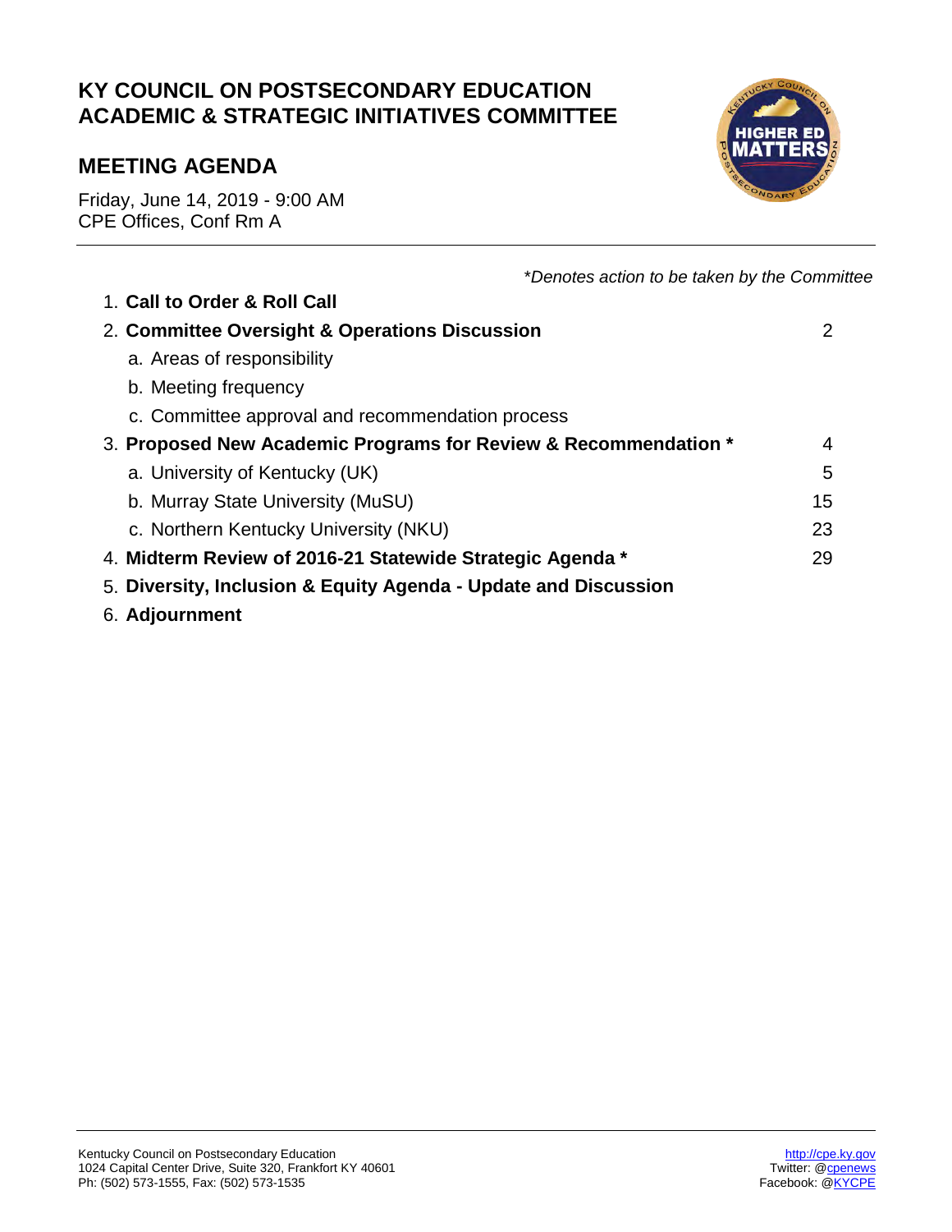# KY COUNCIL ON POSTSECONDARY EDUCATION ACADEMIC & STRATEGIC INITIATIVES COMMITTEE

## MEETING AGENDA

Friday, June 14, 2019 - 9:00 AM
CPE Offices, Conf Rm A

*\*Denotes action to be taken by the Committee*

1. **Call to Order & Roll Call**
2. **Committee Oversight & Operations Discussion** — 2
   a. Areas of responsibility
   b. Meeting frequency
   c. Committee approval and recommendation process
3. **Proposed New Academic Programs for Review & Recommendation \*** — 4
   a. University of Kentucky (UK) — 5
   b. Murray State University (MuSU) — 15
   c. Northern Kentucky University (NKU) — 23
4. **Midterm Review of 2016-21 Statewide Strategic Agenda \*** — 29
5. **Diversity, Inclusion & Equity Agenda - Update and Discussion**
6. **Adjournment**

Kentucky Council on Postsecondary Education
1024 Capital Center Drive, Suite 320, Frankfort KY 40601
Ph: (502) 573-1555, Fax: (502) 573-1535

http://cpe.ky.gov
Twitter: @cpenews
Facebook: @KYCPE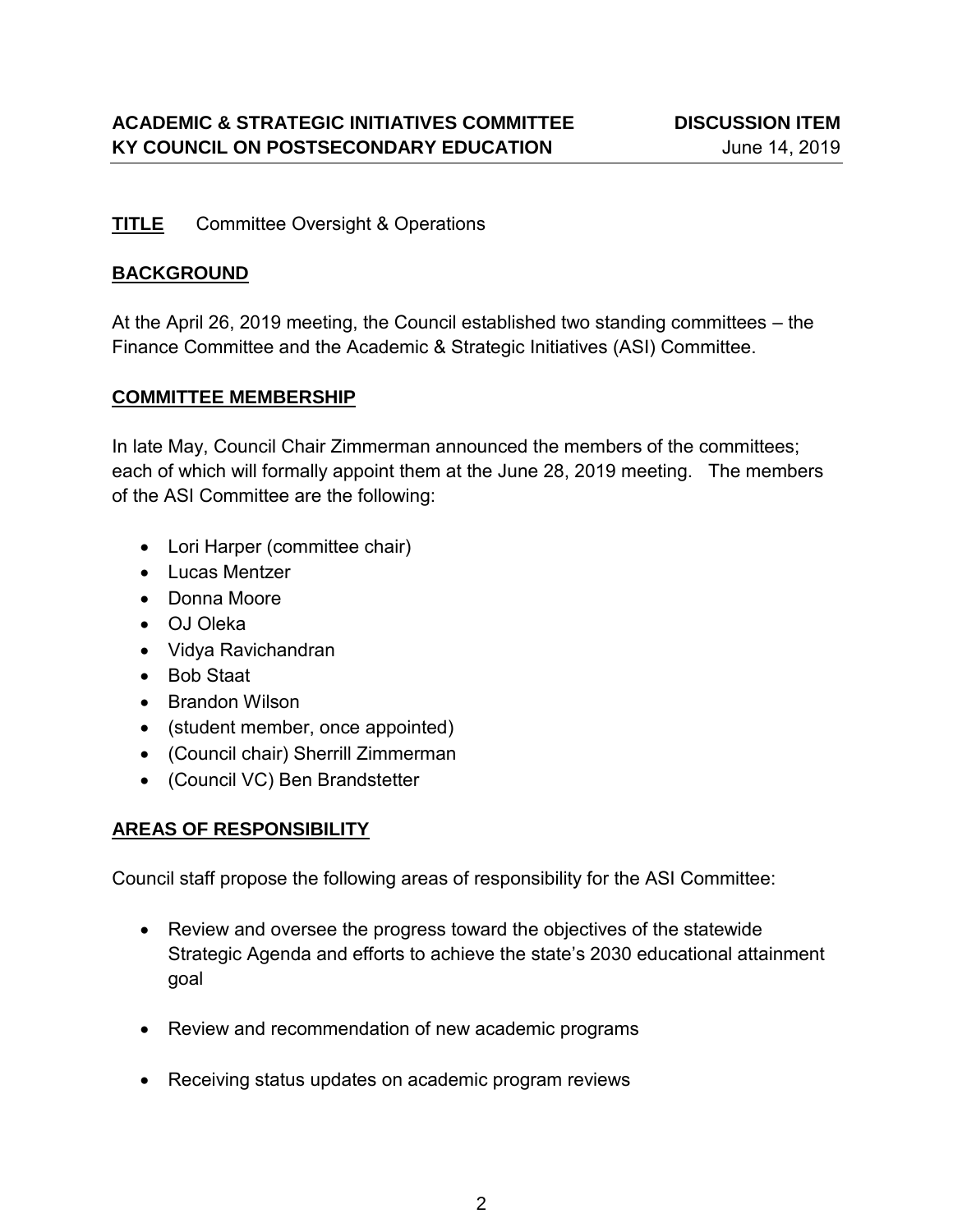**ACADEMIC & STRATEGIC INITIATIVES COMMITTEE** **DISCUSSION ITEM**
**KY COUNCIL ON POSTSECONDARY EDUCATION** June 14, 2019

**TITLE** Committee Oversight & Operations

## BACKGROUND

At the April 26, 2019 meeting, the Council established two standing committees – the Finance Committee and the Academic & Strategic Initiatives (ASI) Committee.

## COMMITTEE MEMBERSHIP

In late May, Council Chair Zimmerman announced the members of the committees; each of which will formally appoint them at the June 28, 2019 meeting. The members of the ASI Committee are the following:

- Lori Harper (committee chair)
- Lucas Mentzer
- Donna Moore
- OJ Oleka
- Vidya Ravichandran
- Bob Staat
- Brandon Wilson
- (student member, once appointed)
- (Council chair) Sherrill Zimmerman
- (Council VC) Ben Brandstetter

## AREAS OF RESPONSIBILITY

Council staff propose the following areas of responsibility for the ASI Committee:

- Review and oversee the progress toward the objectives of the statewide Strategic Agenda and efforts to achieve the state's 2030 educational attainment goal
- Review and recommendation of new academic programs
- Receiving status updates on academic program reviews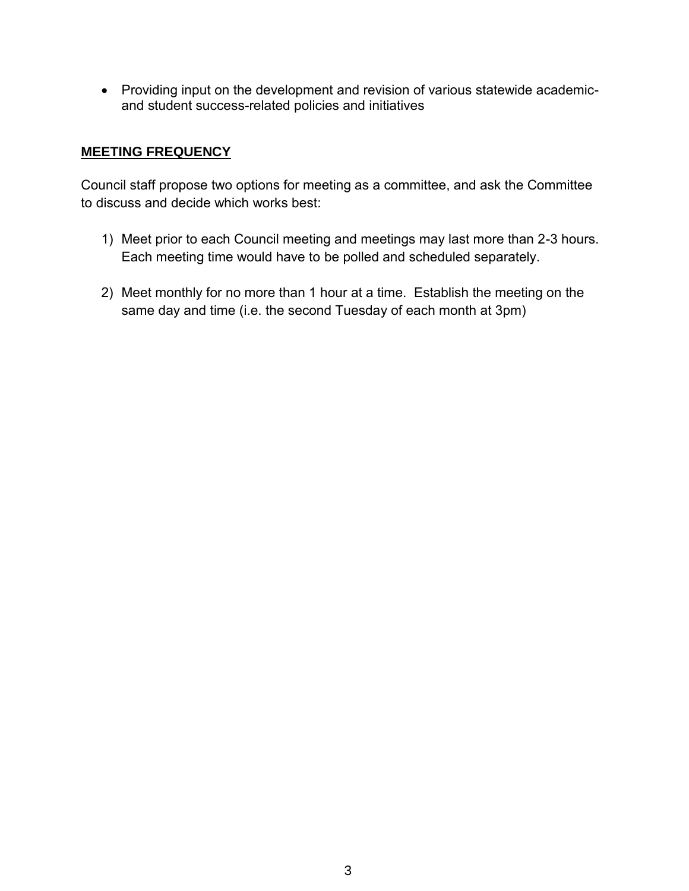- Providing input on the development and revision of various statewide academic- and student success-related policies and initiatives

## MEETING FREQUENCY

Council staff propose two options for meeting as a committee, and ask the Committee to discuss and decide which works best:

1) Meet prior to each Council meeting and meetings may last more than 2-3 hours. Each meeting time would have to be polled and scheduled separately.

2) Meet monthly for no more than 1 hour at a time. Establish the meeting on the same day and time (i.e. the second Tuesday of each month at 3pm)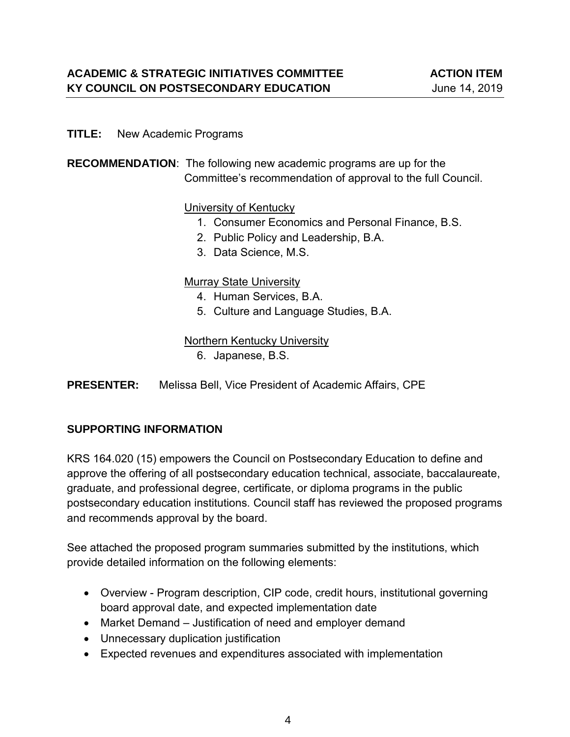**ACADEMIC & STRATEGIC INITIATIVES COMMITTEE** — **ACTION ITEM**
**KY COUNCIL ON POSTSECONDARY EDUCATION** — June 14, 2019

**TITLE:** New Academic Programs

**RECOMMENDATION**: The following new academic programs are up for the Committee's recommendation of approval to the full Council.

University of Kentucky

1. Consumer Economics and Personal Finance, B.S.
2. Public Policy and Leadership, B.A.
3. Data Science, M.S.

Murray State University

4. Human Services, B.A.
5. Culture and Language Studies, B.A.

Northern Kentucky University

6. Japanese, B.S.

**PRESENTER:** Melissa Bell, Vice President of Academic Affairs, CPE

## SUPPORTING INFORMATION

KRS 164.020 (15) empowers the Council on Postsecondary Education to define and approve the offering of all postsecondary education technical, associate, baccalaureate, graduate, and professional degree, certificate, or diploma programs in the public postsecondary education institutions. Council staff has reviewed the proposed programs and recommends approval by the board.

See attached the proposed program summaries submitted by the institutions, which provide detailed information on the following elements:

- Overview - Program description, CIP code, credit hours, institutional governing board approval date, and expected implementation date
- Market Demand – Justification of need and employer demand
- Unnecessary duplication justification
- Expected revenues and expenditures associated with implementation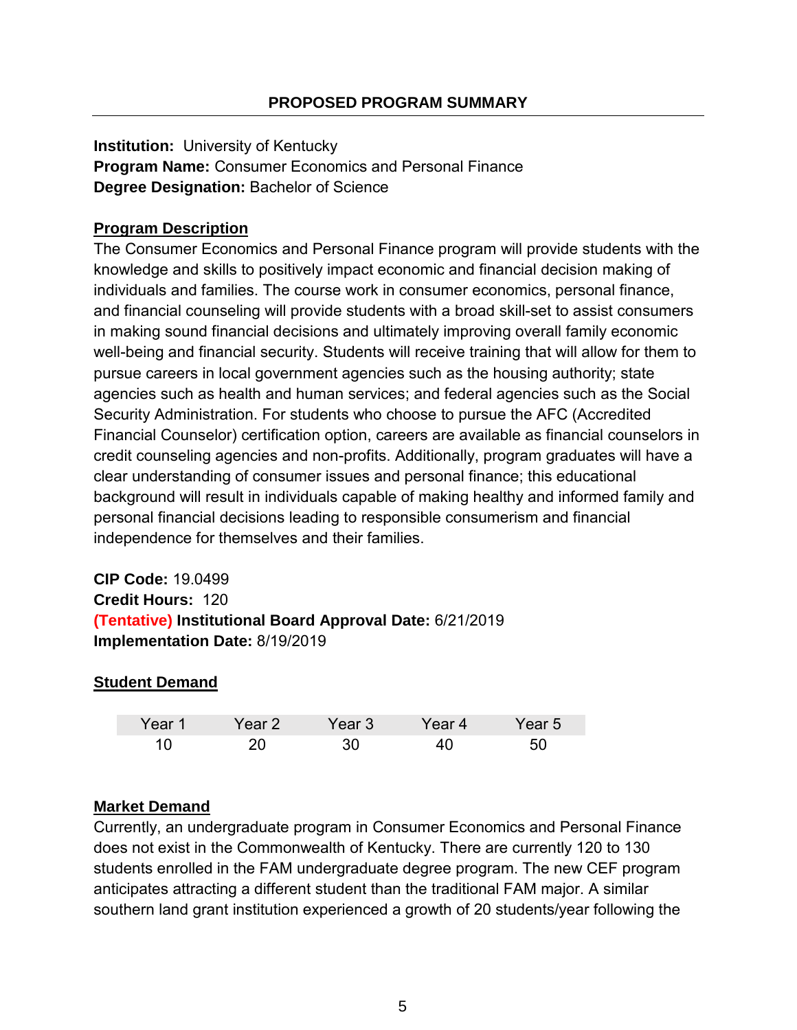## PROPOSED PROGRAM SUMMARY

**Institution:** University of Kentucky
**Program Name:** Consumer Economics and Personal Finance
**Degree Designation:** Bachelor of Science

**Program Description**

The Consumer Economics and Personal Finance program will provide students with the knowledge and skills to positively impact economic and financial decision making of individuals and families. The course work in consumer economics, personal finance, and financial counseling will provide students with a broad skill-set to assist consumers in making sound financial decisions and ultimately improving overall family economic well-being and financial security. Students will receive training that will allow for them to pursue careers in local government agencies such as the housing authority; state agencies such as health and human services; and federal agencies such as the Social Security Administration. For students who choose to pursue the AFC (Accredited Financial Counselor) certification option, careers are available as financial counselors in credit counseling agencies and non-profits. Additionally, program graduates will have a clear understanding of consumer issues and personal finance; this educational background will result in individuals capable of making healthy and informed family and personal financial decisions leading to responsible consumerism and financial independence for themselves and their families.

**CIP Code:** 19.0499
**Credit Hours:** 120
**(Tentative) Institutional Board Approval Date:** 6/21/2019
**Implementation Date:** 8/19/2019

**Student Demand**

| Year 1 | Year 2 | Year 3 | Year 4 | Year 5 |
|---|---|---|---|---|
| 10 | 20 | 30 | 40 | 50 |

**Market Demand**

Currently, an undergraduate program in Consumer Economics and Personal Finance does not exist in the Commonwealth of Kentucky. There are currently 120 to 130 students enrolled in the FAM undergraduate degree program. The new CEF program anticipates attracting a different student than the traditional FAM major. A similar southern land grant institution experienced a growth of 20 students/year following the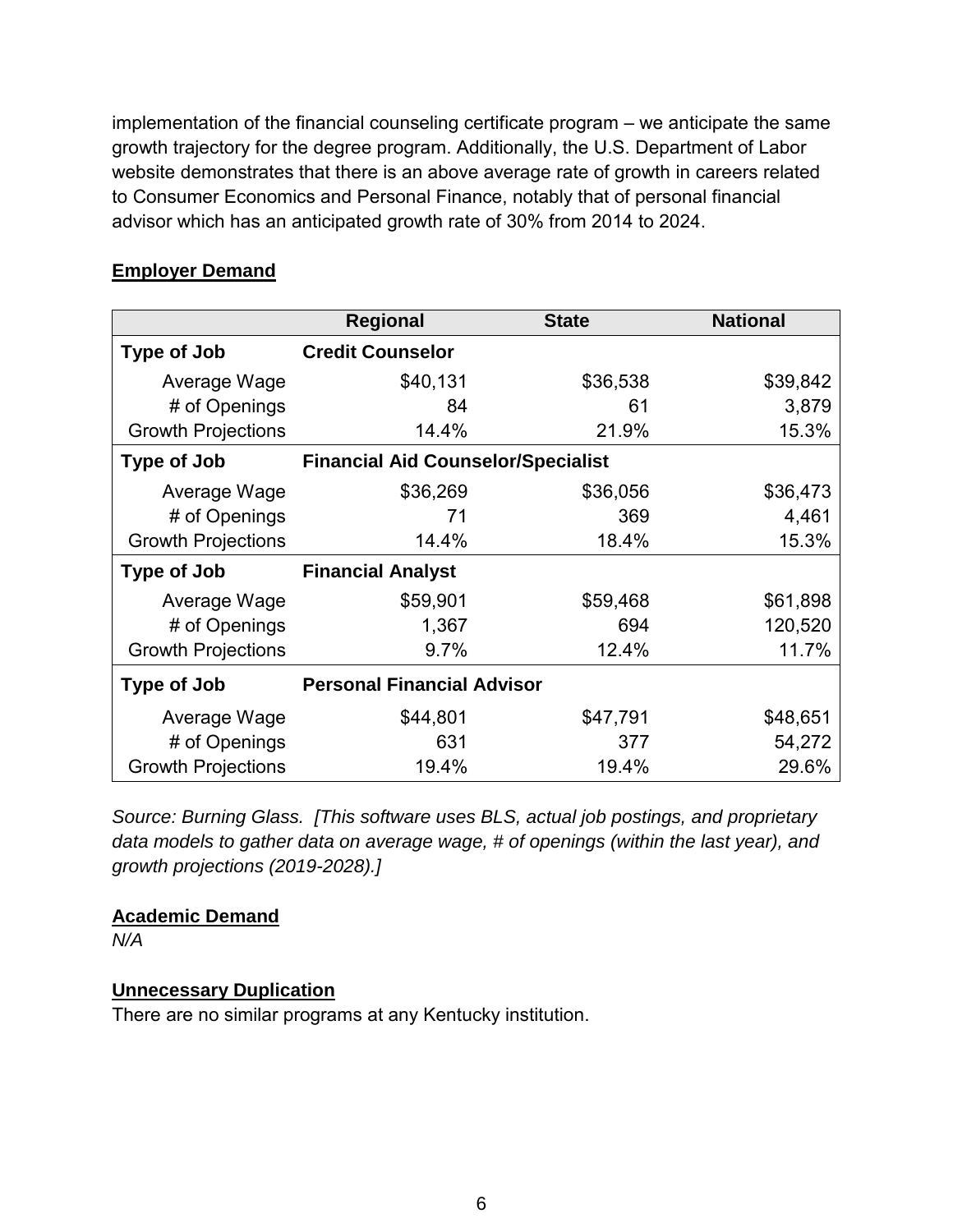implementation of the financial counseling certificate program – we anticipate the same growth trajectory for the degree program. Additionally, the U.S. Department of Labor website demonstrates that there is an above average rate of growth in careers related to Consumer Economics and Personal Finance, notably that of personal financial advisor which has an anticipated growth rate of 30% from 2014 to 2024.

**Employer Demand**

| | Regional | State | National |
|---|---|---|---|
| **Type of Job** | **Credit Counselor** | | |
| Average Wage | $40,131 | $36,538 | $39,842 |
| # of Openings | 84 | 61 | 3,879 |
| Growth Projections | 14.4% | 21.9% | 15.3% |
| **Type of Job** | **Financial Aid Counselor/Specialist** | | |
| Average Wage | $36,269 | $36,056 | $36,473 |
| # of Openings | 71 | 369 | 4,461 |
| Growth Projections | 14.4% | 18.4% | 15.3% |
| **Type of Job** | **Financial Analyst** | | |
| Average Wage | $59,901 | $59,468 | $61,898 |
| # of Openings | 1,367 | 694 | 120,520 |
| Growth Projections | 9.7% | 12.4% | 11.7% |
| **Type of Job** | **Personal Financial Advisor** | | |
| Average Wage | $44,801 | $47,791 | $48,651 |
| # of Openings | 631 | 377 | 54,272 |
| Growth Projections | 19.4% | 19.4% | 29.6% |

*Source: Burning Glass. [This software uses BLS, actual job postings, and proprietary data models to gather data on average wage, # of openings (within the last year), and growth projections (2019-2028).]*

**Academic Demand**

*N/A*

**Unnecessary Duplication**

There are no similar programs at any Kentucky institution.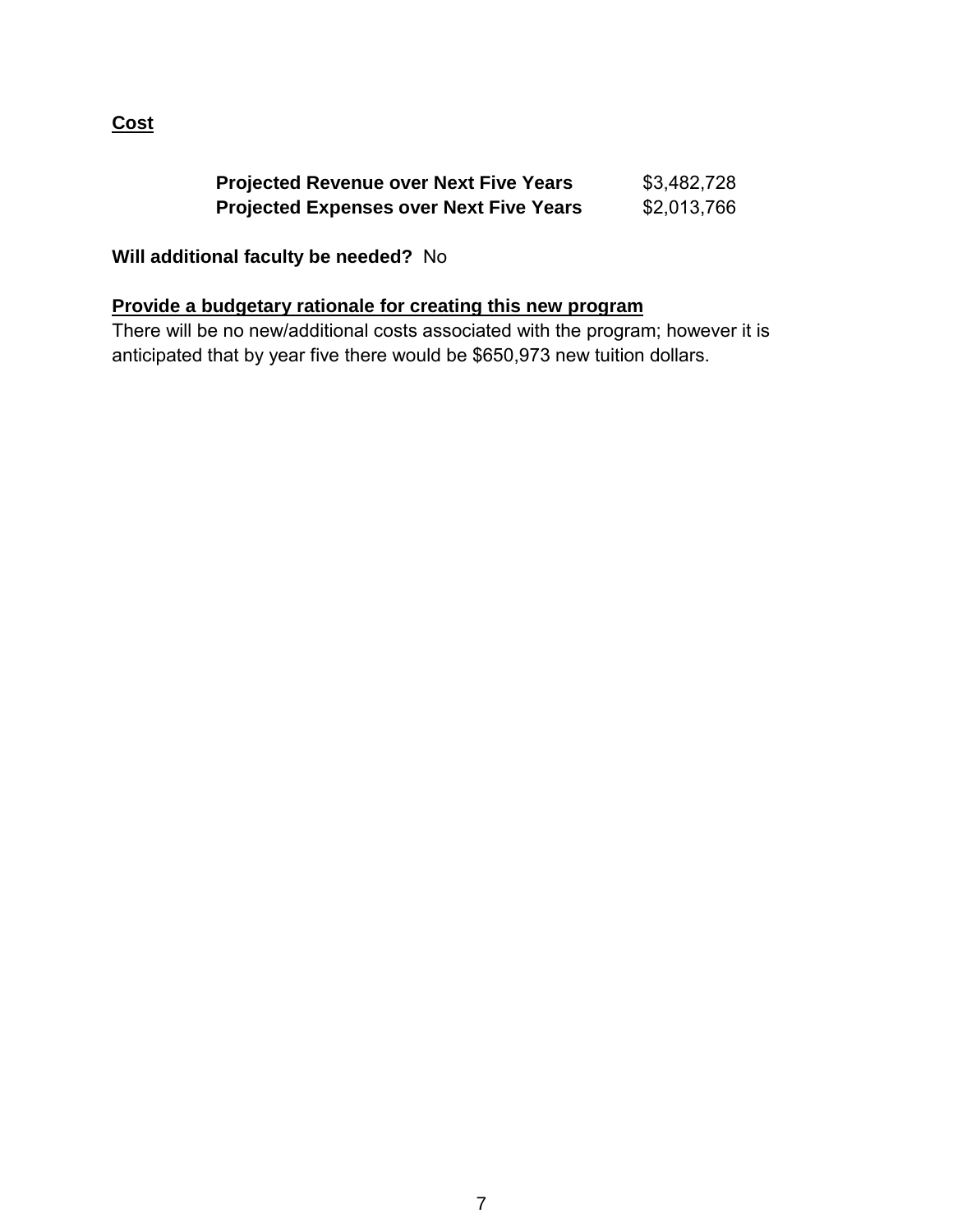## Cost

| | |
|---|---|
| **Projected Revenue over Next Five Years** | $3,482,728 |
| **Projected Expenses over Next Five Years** | $2,013,766 |

**Will additional faculty be needed?** No

**Provide a budgetary rationale for creating this new program**

There will be no new/additional costs associated with the program; however it is anticipated that by year five there would be $650,973 new tuition dollars.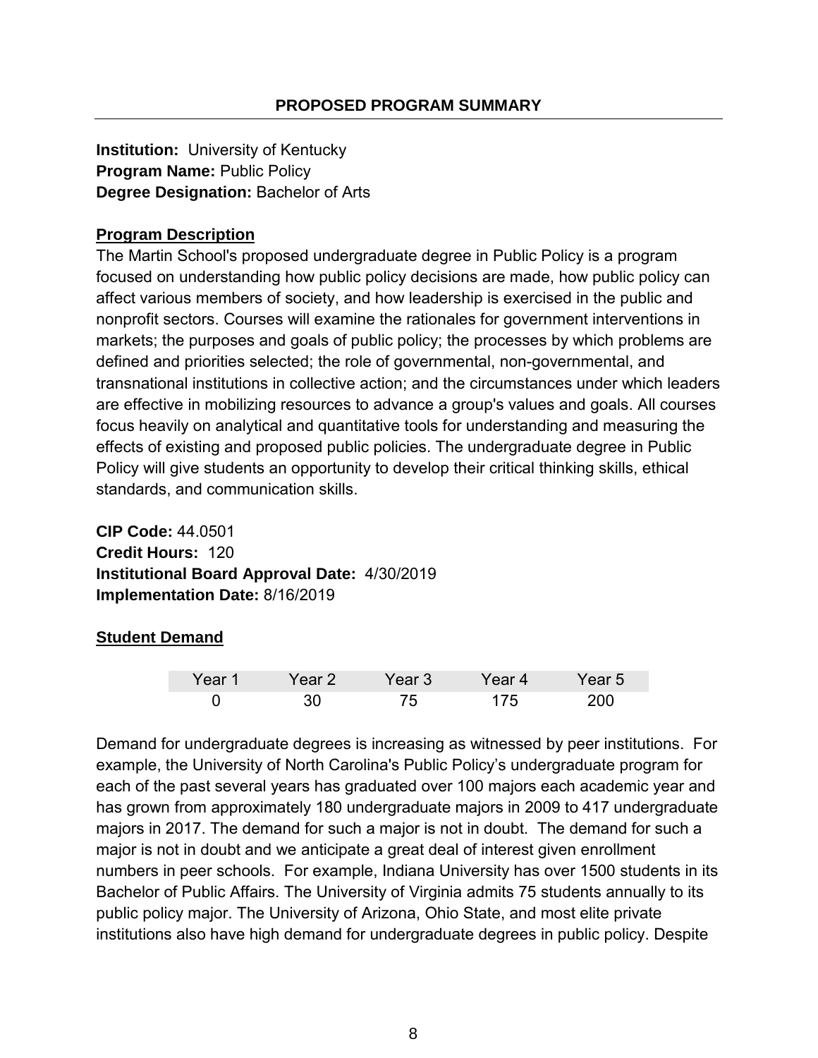# PROPOSED PROGRAM SUMMARY

**Institution:** University of Kentucky
**Program Name:** Public Policy
**Degree Designation:** Bachelor of Arts

## Program Description

The Martin School's proposed undergraduate degree in Public Policy is a program focused on understanding how public policy decisions are made, how public policy can affect various members of society, and how leadership is exercised in the public and nonprofit sectors. Courses will examine the rationales for government interventions in markets; the purposes and goals of public policy; the processes by which problems are defined and priorities selected; the role of governmental, non-governmental, and transnational institutions in collective action; and the circumstances under which leaders are effective in mobilizing resources to advance a group's values and goals. All courses focus heavily on analytical and quantitative tools for understanding and measuring the effects of existing and proposed public policies. The undergraduate degree in Public Policy will give students an opportunity to develop their critical thinking skills, ethical standards, and communication skills.

**CIP Code:** 44.0501
**Credit Hours:** 120
**Institutional Board Approval Date:** 4/30/2019
**Implementation Date:** 8/16/2019

## Student Demand

| Year 1 | Year 2 | Year 3 | Year 4 | Year 5 |
|---|---|---|---|---|
| 0 | 30 | 75 | 175 | 200 |

Demand for undergraduate degrees is increasing as witnessed by peer institutions. For example, the University of North Carolina's Public Policy's undergraduate program for each of the past several years has graduated over 100 majors each academic year and has grown from approximately 180 undergraduate majors in 2009 to 417 undergraduate majors in 2017. The demand for such a major is not in doubt. The demand for such a major is not in doubt and we anticipate a great deal of interest given enrollment numbers in peer schools. For example, Indiana University has over 1500 students in its Bachelor of Public Affairs. The University of Virginia admits 75 students annually to its public policy major. The University of Arizona, Ohio State, and most elite private institutions also have high demand for undergraduate degrees in public policy. Despite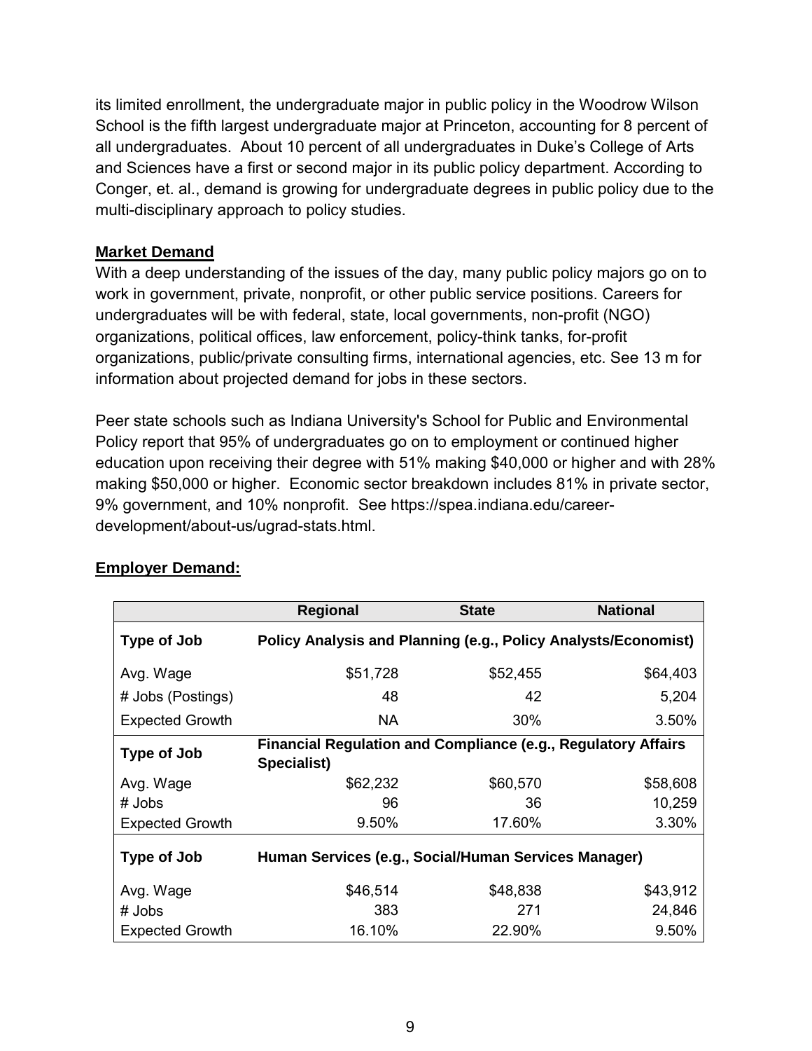its limited enrollment, the undergraduate major in public policy in the Woodrow Wilson School is the fifth largest undergraduate major at Princeton, accounting for 8 percent of all undergraduates. About 10 percent of all undergraduates in Duke's College of Arts and Sciences have a first or second major in its public policy department. According to Conger, et. al., demand is growing for undergraduate degrees in public policy due to the multi-disciplinary approach to policy studies.

**Market Demand**

With a deep understanding of the issues of the day, many public policy majors go on to work in government, private, nonprofit, or other public service positions. Careers for undergraduates will be with federal, state, local governments, non-profit (NGO) organizations, political offices, law enforcement, policy-think tanks, for-profit organizations, public/private consulting firms, international agencies, etc. See 13 m for information about projected demand for jobs in these sectors.

Peer state schools such as Indiana University's School for Public and Environmental Policy report that 95% of undergraduates go on to employment or continued higher education upon receiving their degree with 51% making $40,000 or higher and with 28% making $50,000 or higher. Economic sector breakdown includes 81% in private sector, 9% government, and 10% nonprofit. See https://spea.indiana.edu/career-development/about-us/ugrad-stats.html.

**Employer Demand:**

| | Regional | State | National |
|---|---|---|---|
| **Type of Job** | **Policy Analysis and Planning (e.g., Policy Analysts/Economist)** | | |
| Avg. Wage | $51,728 | $52,455 | $64,403 |
| # Jobs (Postings) | 48 | 42 | 5,204 |
| Expected Growth | NA | 30% | 3.50% |
| **Type of Job** | **Financial Regulation and Compliance (e.g., Regulatory Affairs Specialist)** | | |
| Avg. Wage | $62,232 | $60,570 | $58,608 |
| # Jobs | 96 | 36 | 10,259 |
| Expected Growth | 9.50% | 17.60% | 3.30% |
| **Type of Job** | **Human Services (e.g., Social/Human Services Manager)** | | |
| Avg. Wage | $46,514 | $48,838 | $43,912 |
| # Jobs | 383 | 271 | 24,846 |
| Expected Growth | 16.10% | 22.90% | 9.50% |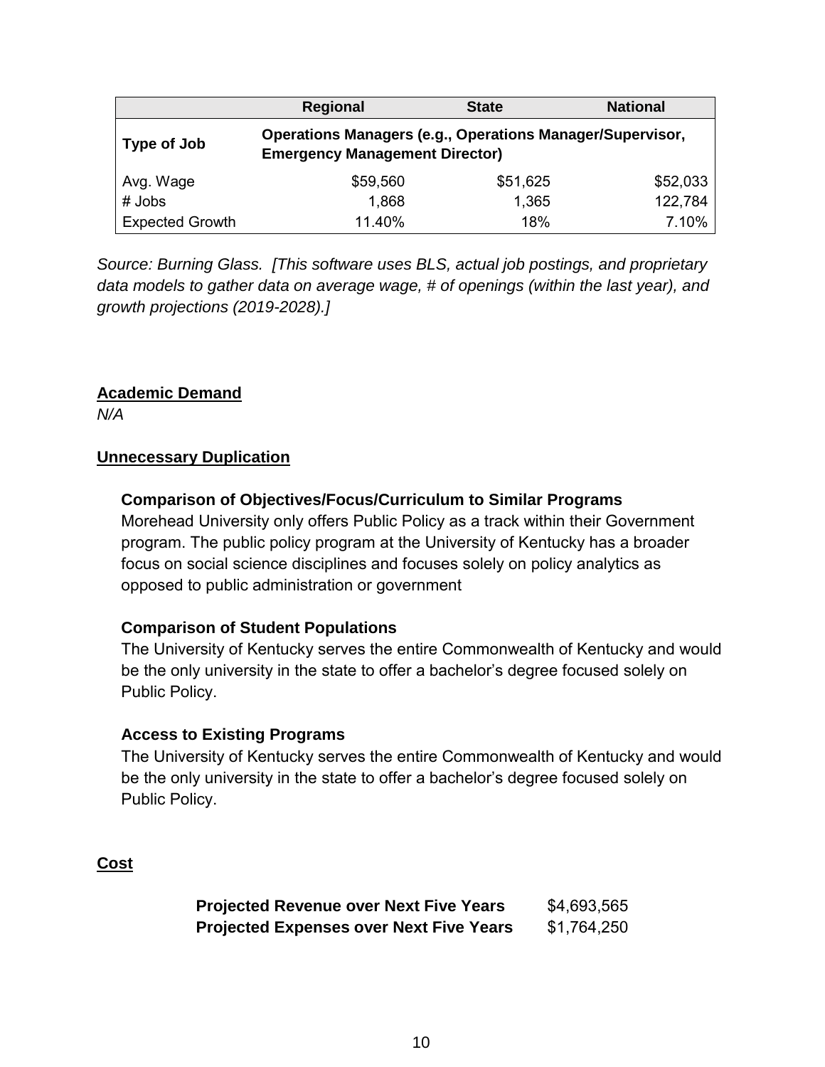| | Regional | State | National |
|---|---|---|---|
| **Type of Job** | **Operations Managers (e.g., Operations Manager/Supervisor, Emergency Management Director)** | | |
| Avg. Wage | $59,560 | $51,625 | $52,033 |
| # Jobs | 1,868 | 1,365 | 122,784 |
| Expected Growth | 11.40% | 18% | 7.10% |

*Source: Burning Glass. [This software uses BLS, actual job postings, and proprietary data models to gather data on average wage, # of openings (within the last year), and growth projections (2019-2028).]*

## Academic Demand

*N/A*

## Unnecessary Duplication

### Comparison of Objectives/Focus/Curriculum to Similar Programs

Morehead University only offers Public Policy as a track within their Government program. The public policy program at the University of Kentucky has a broader focus on social science disciplines and focuses solely on policy analytics as opposed to public administration or government

### Comparison of Student Populations

The University of Kentucky serves the entire Commonwealth of Kentucky and would be the only university in the state to offer a bachelor's degree focused solely on Public Policy.

### Access to Existing Programs

The University of Kentucky serves the entire Commonwealth of Kentucky and would be the only university in the state to offer a bachelor's degree focused solely on Public Policy.

## Cost

| | |
|---|---|
| **Projected Revenue over Next Five Years** | $4,693,565 |
| **Projected Expenses over Next Five Years** | $1,764,250 |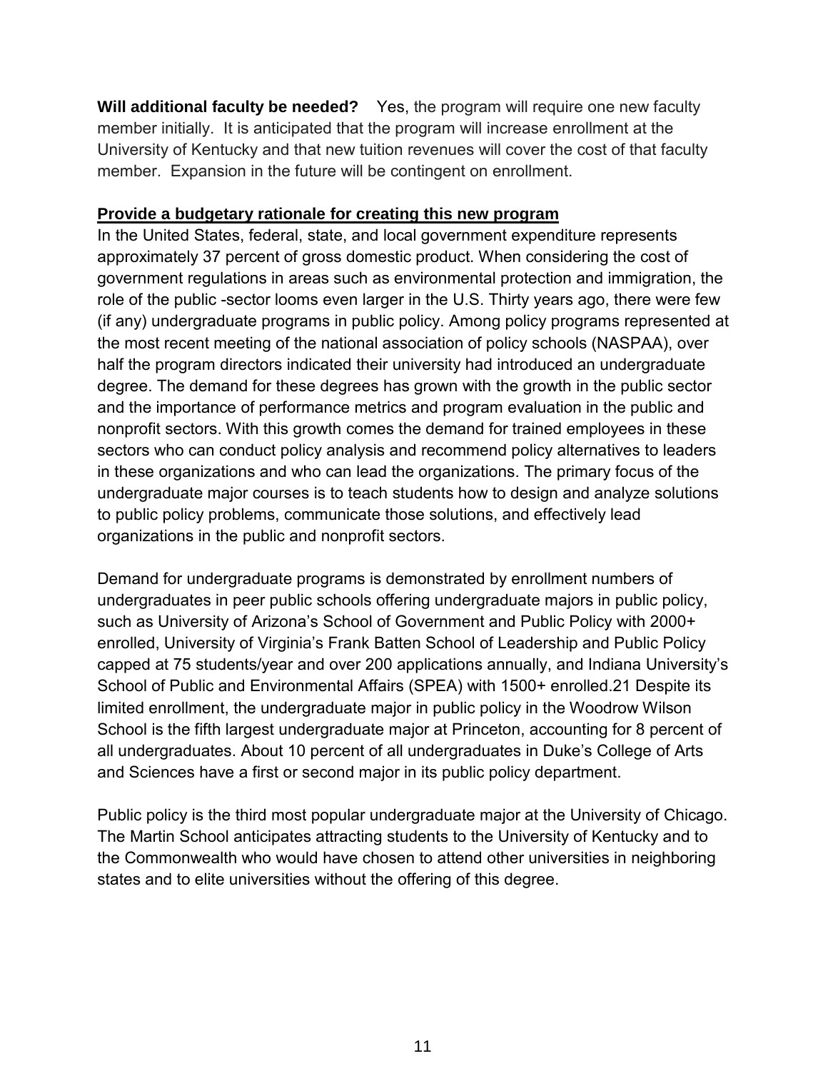**Will additional faculty be needed?** Yes, the program will require one new faculty member initially. It is anticipated that the program will increase enrollment at the University of Kentucky and that new tuition revenues will cover the cost of that faculty member. Expansion in the future will be contingent on enrollment.

**Provide a budgetary rationale for creating this new program**

In the United States, federal, state, and local government expenditure represents approximately 37 percent of gross domestic product. When considering the cost of government regulations in areas such as environmental protection and immigration, the role of the public -sector looms even larger in the U.S. Thirty years ago, there were few (if any) undergraduate programs in public policy. Among policy programs represented at the most recent meeting of the national association of policy schools (NASPAA), over half the program directors indicated their university had introduced an undergraduate degree. The demand for these degrees has grown with the growth in the public sector and the importance of performance metrics and program evaluation in the public and nonprofit sectors. With this growth comes the demand for trained employees in these sectors who can conduct policy analysis and recommend policy alternatives to leaders in these organizations and who can lead the organizations. The primary focus of the undergraduate major courses is to teach students how to design and analyze solutions to public policy problems, communicate those solutions, and effectively lead organizations in the public and nonprofit sectors.

Demand for undergraduate programs is demonstrated by enrollment numbers of undergraduates in peer public schools offering undergraduate majors in public policy, such as University of Arizona's School of Government and Public Policy with 2000+ enrolled, University of Virginia's Frank Batten School of Leadership and Public Policy capped at 75 students/year and over 200 applications annually, and Indiana University's School of Public and Environmental Affairs (SPEA) with 1500+ enrolled.21 Despite its limited enrollment, the undergraduate major in public policy in the Woodrow Wilson School is the fifth largest undergraduate major at Princeton, accounting for 8 percent of all undergraduates. About 10 percent of all undergraduates in Duke's College of Arts and Sciences have a first or second major in its public policy department.

Public policy is the third most popular undergraduate major at the University of Chicago. The Martin School anticipates attracting students to the University of Kentucky and to the Commonwealth who would have chosen to attend other universities in neighboring states and to elite universities without the offering of this degree.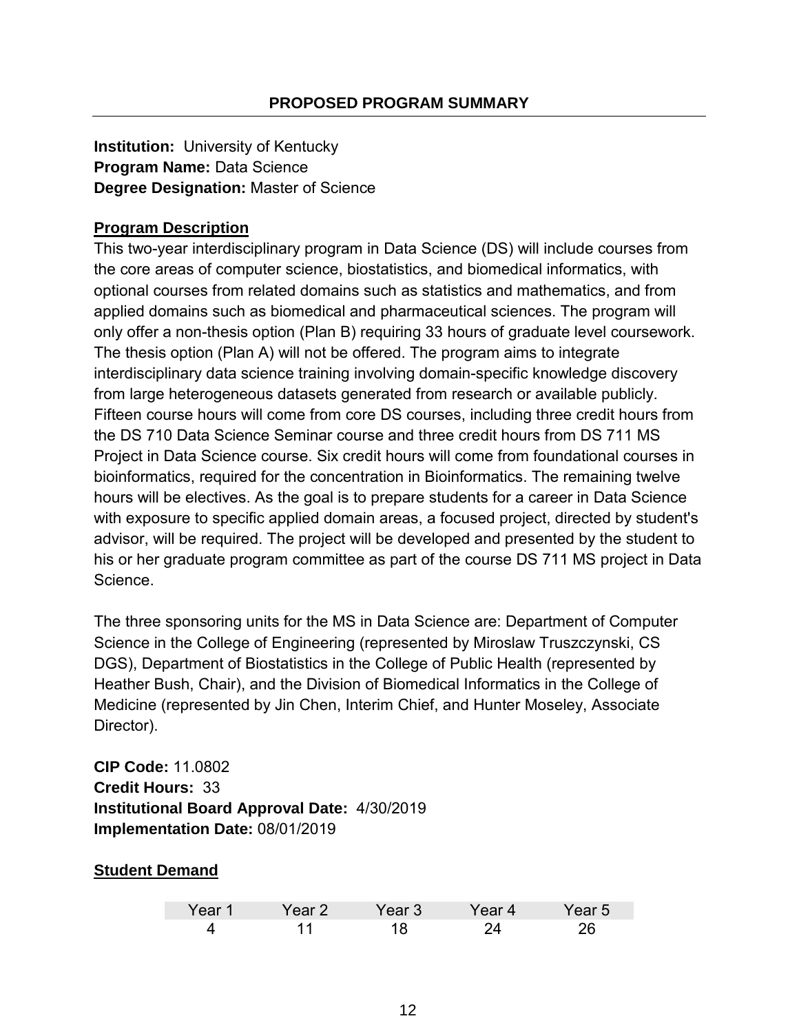## PROPOSED PROGRAM SUMMARY

**Institution:** University of Kentucky
**Program Name:** Data Science
**Degree Designation:** Master of Science

### Program Description

This two-year interdisciplinary program in Data Science (DS) will include courses from the core areas of computer science, biostatistics, and biomedical informatics, with optional courses from related domains such as statistics and mathematics, and from applied domains such as biomedical and pharmaceutical sciences. The program will only offer a non-thesis option (Plan B) requiring 33 hours of graduate level coursework. The thesis option (Plan A) will not be offered. The program aims to integrate interdisciplinary data science training involving domain-specific knowledge discovery from large heterogeneous datasets generated from research or available publicly. Fifteen course hours will come from core DS courses, including three credit hours from the DS 710 Data Science Seminar course and three credit hours from DS 711 MS Project in Data Science course. Six credit hours will come from foundational courses in bioinformatics, required for the concentration in Bioinformatics. The remaining twelve hours will be electives. As the goal is to prepare students for a career in Data Science with exposure to specific applied domain areas, a focused project, directed by student's advisor, will be required. The project will be developed and presented by the student to his or her graduate program committee as part of the course DS 711 MS project in Data Science.

The three sponsoring units for the MS in Data Science are: Department of Computer Science in the College of Engineering (represented by Miroslaw Truszczynski, CS DGS), Department of Biostatistics in the College of Public Health (represented by Heather Bush, Chair), and the Division of Biomedical Informatics in the College of Medicine (represented by Jin Chen, Interim Chief, and Hunter Moseley, Associate Director).

**CIP Code:** 11.0802
**Credit Hours:** 33
**Institutional Board Approval Date:** 4/30/2019
**Implementation Date:** 08/01/2019

### Student Demand

| Year 1 | Year 2 | Year 3 | Year 4 | Year 5 |
|---|---|---|---|---|
| 4 | 11 | 18 | 24 | 26 |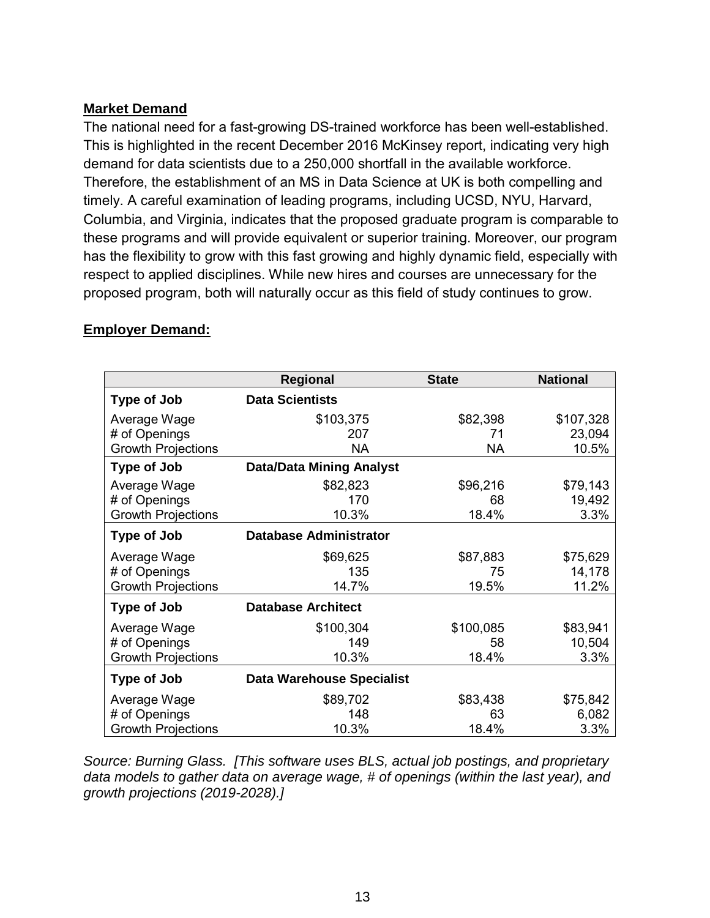**Market Demand**

The national need for a fast-growing DS-trained workforce has been well-established. This is highlighted in the recent December 2016 McKinsey report, indicating very high demand for data scientists due to a 250,000 shortfall in the available workforce. Therefore, the establishment of an MS in Data Science at UK is both compelling and timely. A careful examination of leading programs, including UCSD, NYU, Harvard, Columbia, and Virginia, indicates that the proposed graduate program is comparable to these programs and will provide equivalent or superior training. Moreover, our program has the flexibility to grow with this fast growing and highly dynamic field, especially with respect to applied disciplines. While new hires and courses are unnecessary for the proposed program, both will naturally occur as this field of study continues to grow.

**Employer Demand:**

| | Regional | State | National |
|---|---|---|---|
| **Type of Job** | **Data Scientists** | | |
| Average Wage | $103,375 | $82,398 | $107,328 |
| # of Openings | 207 | 71 | 23,094 |
| Growth Projections | NA | NA | 10.5% |
| **Type of Job** | **Data/Data Mining Analyst** | | |
| Average Wage | $82,823 | $96,216 | $79,143 |
| # of Openings | 170 | 68 | 19,492 |
| Growth Projections | 10.3% | 18.4% | 3.3% |
| **Type of Job** | **Database Administrator** | | |
| Average Wage | $69,625 | $87,883 | $75,629 |
| # of Openings | 135 | 75 | 14,178 |
| Growth Projections | 14.7% | 19.5% | 11.2% |
| **Type of Job** | **Database Architect** | | |
| Average Wage | $100,304 | $100,085 | $83,941 |
| # of Openings | 149 | 58 | 10,504 |
| Growth Projections | 10.3% | 18.4% | 3.3% |
| **Type of Job** | **Data Warehouse Specialist** | | |
| Average Wage | $89,702 | $83,438 | $75,842 |
| # of Openings | 148 | 63 | 6,082 |
| Growth Projections | 10.3% | 18.4% | 3.3% |

*Source: Burning Glass. [This software uses BLS, actual job postings, and proprietary data models to gather data on average wage, # of openings (within the last year), and growth projections (2019-2028).]*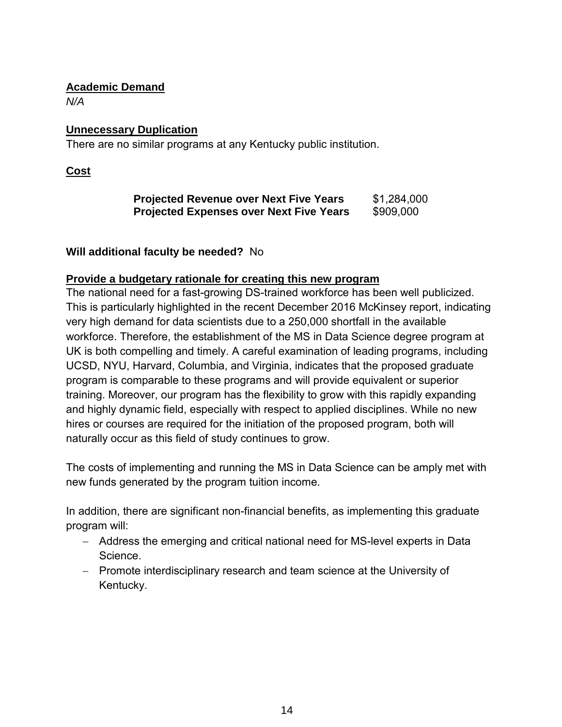**Academic Demand**

*N/A*

**Unnecessary Duplication**

There are no similar programs at any Kentucky public institution.

**Cost**

| | |
|---|---|
| **Projected Revenue over Next Five Years** | $1,284,000 |
| **Projected Expenses over Next Five Years** | $909,000 |

**Will additional faculty be needed?** No

**Provide a budgetary rationale for creating this new program**

The national need for a fast-growing DS-trained workforce has been well publicized. This is particularly highlighted in the recent December 2016 McKinsey report, indicating very high demand for data scientists due to a 250,000 shortfall in the available workforce. Therefore, the establishment of the MS in Data Science degree program at UK is both compelling and timely. A careful examination of leading programs, including UCSD, NYU, Harvard, Columbia, and Virginia, indicates that the proposed graduate program is comparable to these programs and will provide equivalent or superior training. Moreover, our program has the flexibility to grow with this rapidly expanding and highly dynamic field, especially with respect to applied disciplines. While no new hires or courses are required for the initiation of the proposed program, both will naturally occur as this field of study continues to grow.

The costs of implementing and running the MS in Data Science can be amply met with new funds generated by the program tuition income.

In addition, there are significant non-financial benefits, as implementing this graduate program will:

- Address the emerging and critical national need for MS-level experts in Data Science.
- Promote interdisciplinary research and team science at the University of Kentucky.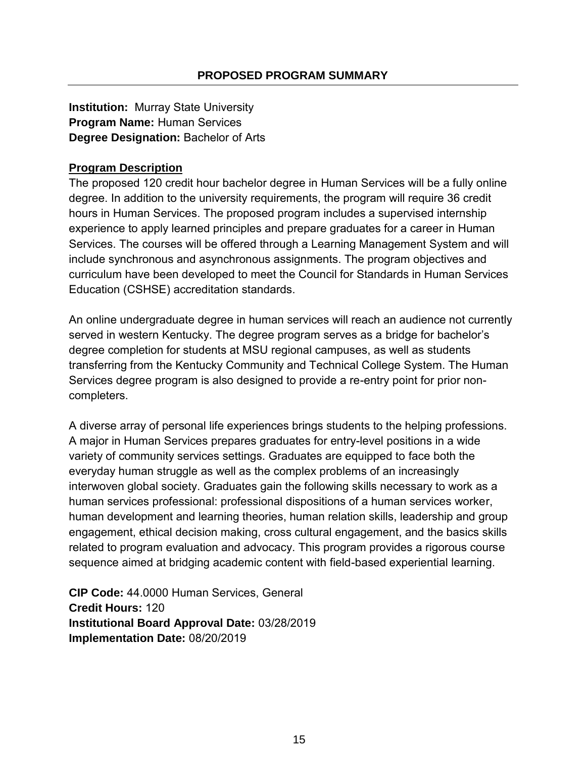## PROPOSED PROGRAM SUMMARY

**Institution:** Murray State University
**Program Name:** Human Services
**Degree Designation:** Bachelor of Arts

**Program Description**

The proposed 120 credit hour bachelor degree in Human Services will be a fully online degree. In addition to the university requirements, the program will require 36 credit hours in Human Services. The proposed program includes a supervised internship experience to apply learned principles and prepare graduates for a career in Human Services. The courses will be offered through a Learning Management System and will include synchronous and asynchronous assignments. The program objectives and curriculum have been developed to meet the Council for Standards in Human Services Education (CSHSE) accreditation standards.

An online undergraduate degree in human services will reach an audience not currently served in western Kentucky. The degree program serves as a bridge for bachelor's degree completion for students at MSU regional campuses, as well as students transferring from the Kentucky Community and Technical College System. The Human Services degree program is also designed to provide a re-entry point for prior non-completers.

A diverse array of personal life experiences brings students to the helping professions. A major in Human Services prepares graduates for entry-level positions in a wide variety of community services settings. Graduates are equipped to face both the everyday human struggle as well as the complex problems of an increasingly interwoven global society. Graduates gain the following skills necessary to work as a human services professional: professional dispositions of a human services worker, human development and learning theories, human relation skills, leadership and group engagement, ethical decision making, cross cultural engagement, and the basics skills related to program evaluation and advocacy. This program provides a rigorous course sequence aimed at bridging academic content with field-based experiential learning.

**CIP Code:** 44.0000 Human Services, General
**Credit Hours:** 120
**Institutional Board Approval Date:** 03/28/2019
**Implementation Date:** 08/20/2019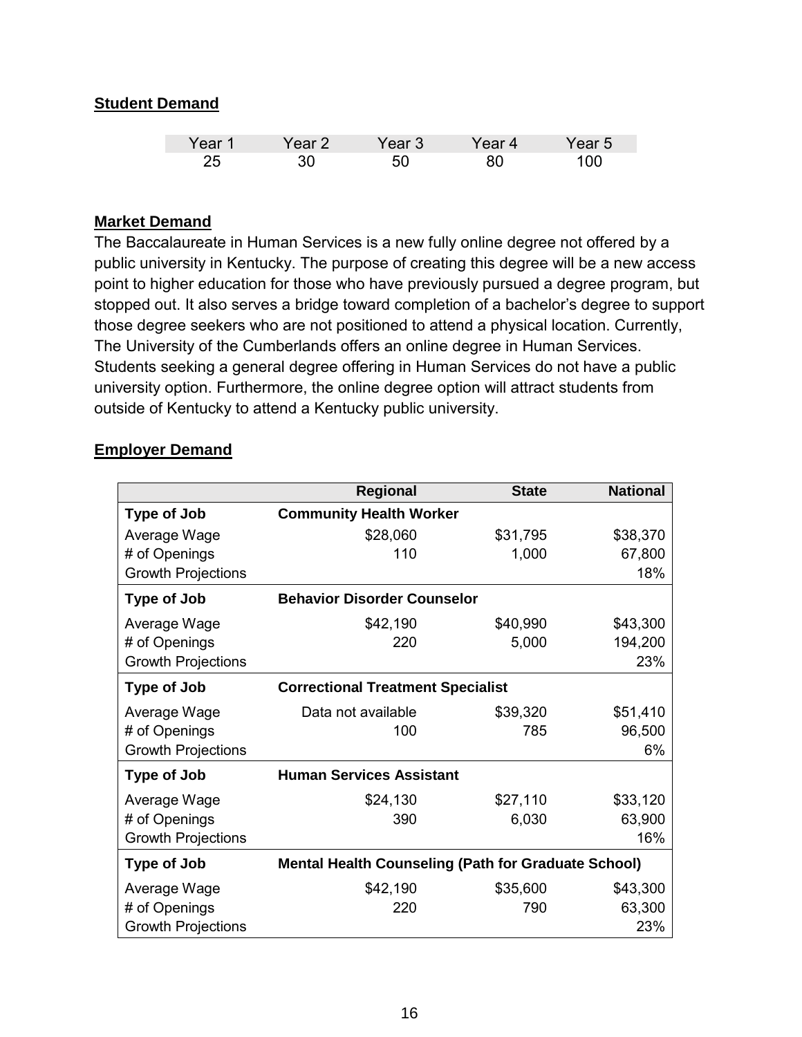**Student Demand**

| Year 1 | Year 2 | Year 3 | Year 4 | Year 5 |
|---|---|---|---|---|
| 25 | 30 | 50 | 80 | 100 |

**Market Demand**

The Baccalaureate in Human Services is a new fully online degree not offered by a public university in Kentucky. The purpose of creating this degree will be a new access point to higher education for those who have previously pursued a degree program, but stopped out. It also serves a bridge toward completion of a bachelor's degree to support those degree seekers who are not positioned to attend a physical location. Currently, The University of the Cumberlands offers an online degree in Human Services. Students seeking a general degree offering in Human Services do not have a public university option. Furthermore, the online degree option will attract students from outside of Kentucky to attend a Kentucky public university.

**Employer Demand**

| | Regional | State | National |
|---|---|---|---|
| **Type of Job** | **Community Health Worker** | | |
| Average Wage | $28,060 | $31,795 | $38,370 |
| # of Openings | 110 | 1,000 | 67,800 |
| Growth Projections | | | 18% |
| **Type of Job** | **Behavior Disorder Counselor** | | |
| Average Wage | $42,190 | $40,990 | $43,300 |
| # of Openings | 220 | 5,000 | 194,200 |
| Growth Projections | | | 23% |
| **Type of Job** | **Correctional Treatment Specialist** | | |
| Average Wage | Data not available | $39,320 | $51,410 |
| # of Openings | 100 | 785 | 96,500 |
| Growth Projections | | | 6% |
| **Type of Job** | **Human Services Assistant** | | |
| Average Wage | $24,130 | $27,110 | $33,120 |
| # of Openings | 390 | 6,030 | 63,900 |
| Growth Projections | | | 16% |
| **Type of Job** | **Mental Health Counseling (Path for Graduate School)** | | |
| Average Wage | $42,190 | $35,600 | $43,300 |
| # of Openings | 220 | 790 | 63,300 |
| Growth Projections | | | 23% |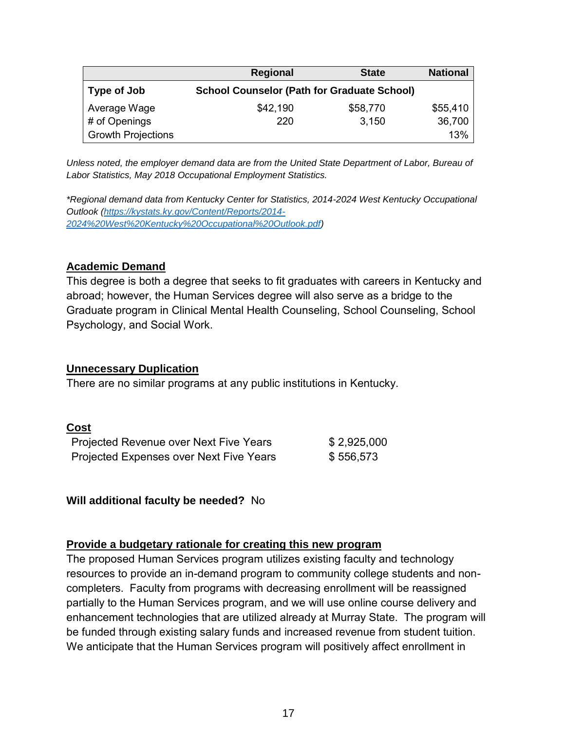| | Regional | State | National |
|---|---|---|---|
| Type of Job | School Counselor (Path for Graduate School) | | |
| Average Wage | $42,190 | $58,770 | $55,410 |
| # of Openings | 220 | 3,150 | 36,700 |
| Growth Projections | | | 13% |

*Unless noted, the employer demand data are from the United State Department of Labor, Bureau of Labor Statistics, May 2018 Occupational Employment Statistics.*

*\*Regional demand data from Kentucky Center for Statistics, 2014-2024 West Kentucky Occupational Outlook ([https://kystats.ky.gov/Content/Reports/2014-2024%20West%20Kentucky%20Occupational%20Outlook.pdf](https://kystats.ky.gov/Content/Reports/2014-2024%20West%20Kentucky%20Occupational%20Outlook.pdf))*

## Academic Demand

This degree is both a degree that seeks to fit graduates with careers in Kentucky and abroad; however, the Human Services degree will also serve as a bridge to the Graduate program in Clinical Mental Health Counseling, School Counseling, School Psychology, and Social Work.

## Unnecessary Duplication

There are no similar programs at any public institutions in Kentucky.

## Cost

| | |
|---|---|
| Projected Revenue over Next Five Years | $ 2,925,000 |
| Projected Expenses over Next Five Years | $ 556,573 |

**Will additional faculty be needed?** No

## Provide a budgetary rationale for creating this new program

The proposed Human Services program utilizes existing faculty and technology resources to provide an in-demand program to community college students and non-completers. Faculty from programs with decreasing enrollment will be reassigned partially to the Human Services program, and we will use online course delivery and enhancement technologies that are utilized already at Murray State. The program will be funded through existing salary funds and increased revenue from student tuition. We anticipate that the Human Services program will positively affect enrollment in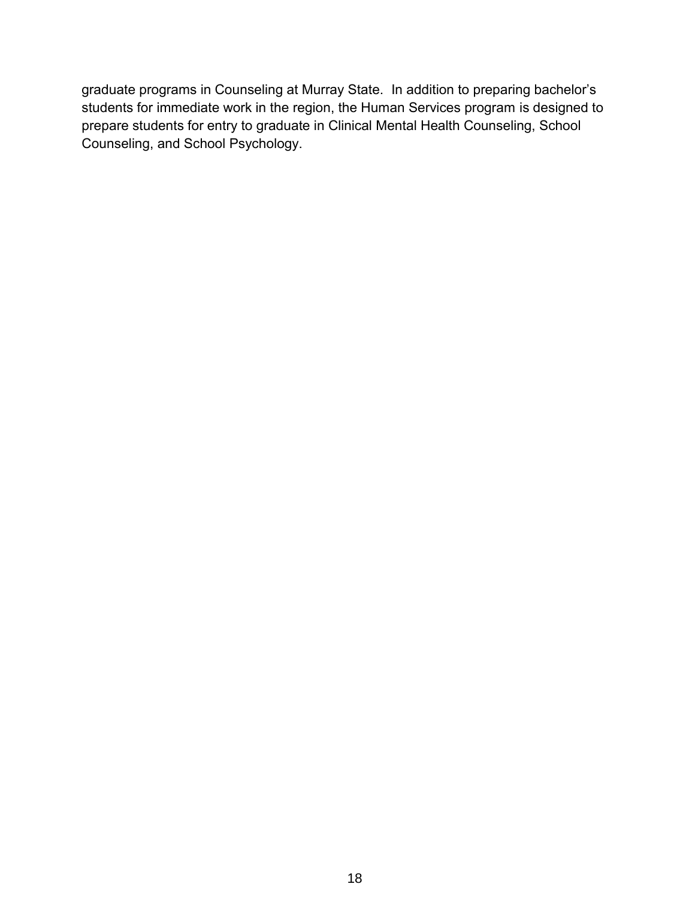graduate programs in Counseling at Murray State. In addition to preparing bachelor's students for immediate work in the region, the Human Services program is designed to prepare students for entry to graduate in Clinical Mental Health Counseling, School Counseling, and School Psychology.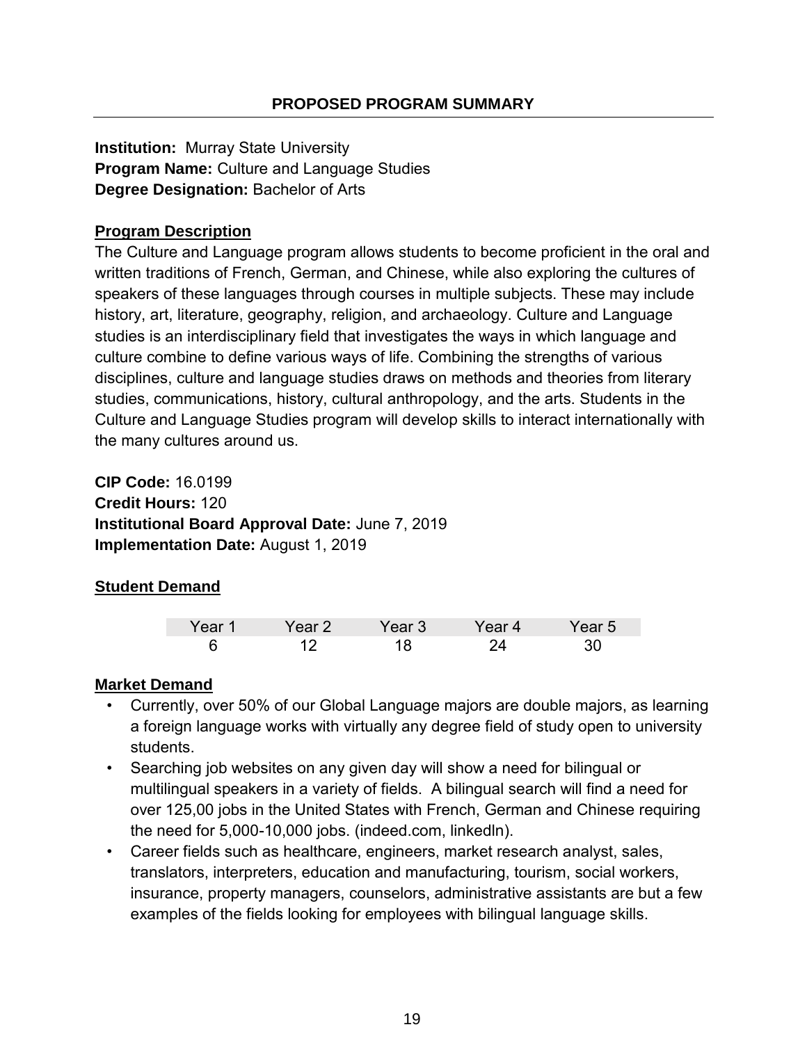## PROPOSED PROGRAM SUMMARY

**Institution:** Murray State University
**Program Name:** Culture and Language Studies
**Degree Designation:** Bachelor of Arts

**Program Description**

The Culture and Language program allows students to become proficient in the oral and written traditions of French, German, and Chinese, while also exploring the cultures of speakers of these languages through courses in multiple subjects. These may include history, art, literature, geography, religion, and archaeology. Culture and Language studies is an interdisciplinary field that investigates the ways in which language and culture combine to define various ways of life. Combining the strengths of various disciplines, culture and language studies draws on methods and theories from literary studies, communications, history, cultural anthropology, and the arts. Students in the Culture and Language Studies program will develop skills to interact internationally with the many cultures around us.

**CIP Code:** 16.0199
**Credit Hours:** 120
**Institutional Board Approval Date:** June 7, 2019
**Implementation Date:** August 1, 2019

**Student Demand**

| Year 1 | Year 2 | Year 3 | Year 4 | Year 5 |
|---|---|---|---|---|
| 6 | 12 | 18 | 24 | 30 |

**Market Demand**

- Currently, over 50% of our Global Language majors are double majors, as learning a foreign language works with virtually any degree field of study open to university students.
- Searching job websites on any given day will show a need for bilingual or multilingual speakers in a variety of fields. A bilingual search will find a need for over 125,00 jobs in the United States with French, German and Chinese requiring the need for 5,000-10,000 jobs. (indeed.com, linkedln).
- Career fields such as healthcare, engineers, market research analyst, sales, translators, interpreters, education and manufacturing, tourism, social workers, insurance, property managers, counselors, administrative assistants are but a few examples of the fields looking for employees with bilingual language skills.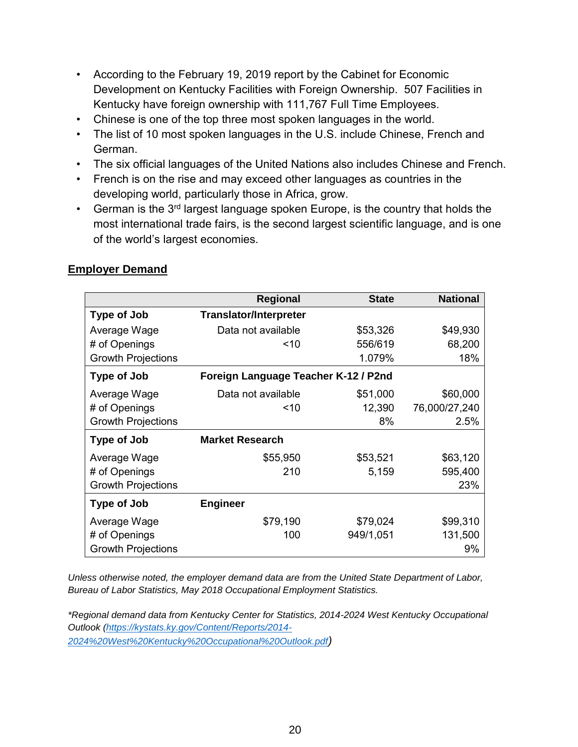- According to the February 19, 2019 report by the Cabinet for Economic Development on Kentucky Facilities with Foreign Ownership. 507 Facilities in Kentucky have foreign ownership with 111,767 Full Time Employees.
- Chinese is one of the top three most spoken languages in the world.
- The list of 10 most spoken languages in the U.S. include Chinese, French and German.
- The six official languages of the United Nations also includes Chinese and French.
- French is on the rise and may exceed other languages as countries in the developing world, particularly those in Africa, grow.
- German is the 3rd largest language spoken Europe, is the country that holds the most international trade fairs, is the second largest scientific language, and is one of the world's largest economies.

## Employer Demand

| | Regional | State | National |
|---|---|---|---|
| **Type of Job** | **Translator/Interpreter** | | |
| Average Wage | Data not available | $53,326 | $49,930 |
| # of Openings | <10 | 556/619 | 68,200 |
| Growth Projections | | 1.079% | 18% |
| **Type of Job** | **Foreign Language Teacher K-12 / P2nd** | | |
| Average Wage | Data not available | $51,000 | $60,000 |
| # of Openings | <10 | 12,390 | 76,000/27,240 |
| Growth Projections | | 8% | 2.5% |
| **Type of Job** | **Market Research** | | |
| Average Wage | $55,950 | $53,521 | $63,120 |
| # of Openings | 210 | 5,159 | 595,400 |
| Growth Projections | | | 23% |
| **Type of Job** | **Engineer** | | |
| Average Wage | $79,190 | $79,024 | $99,310 |
| # of Openings | 100 | 949/1,051 | 131,500 |
| Growth Projections | | | 9% |

*Unless otherwise noted, the employer demand data are from the United State Department of Labor, Bureau of Labor Statistics, May 2018 Occupational Employment Statistics.*

*\*Regional demand data from Kentucky Center for Statistics, 2014-2024 West Kentucky Occupational Outlook ([https://kystats.ky.gov/Content/Reports/2014-2024%20West%20Kentucky%20Occupational%20Outlook.pdf](https://kystats.ky.gov/Content/Reports/2014-2024%20West%20Kentucky%20Occupational%20Outlook.pdf))*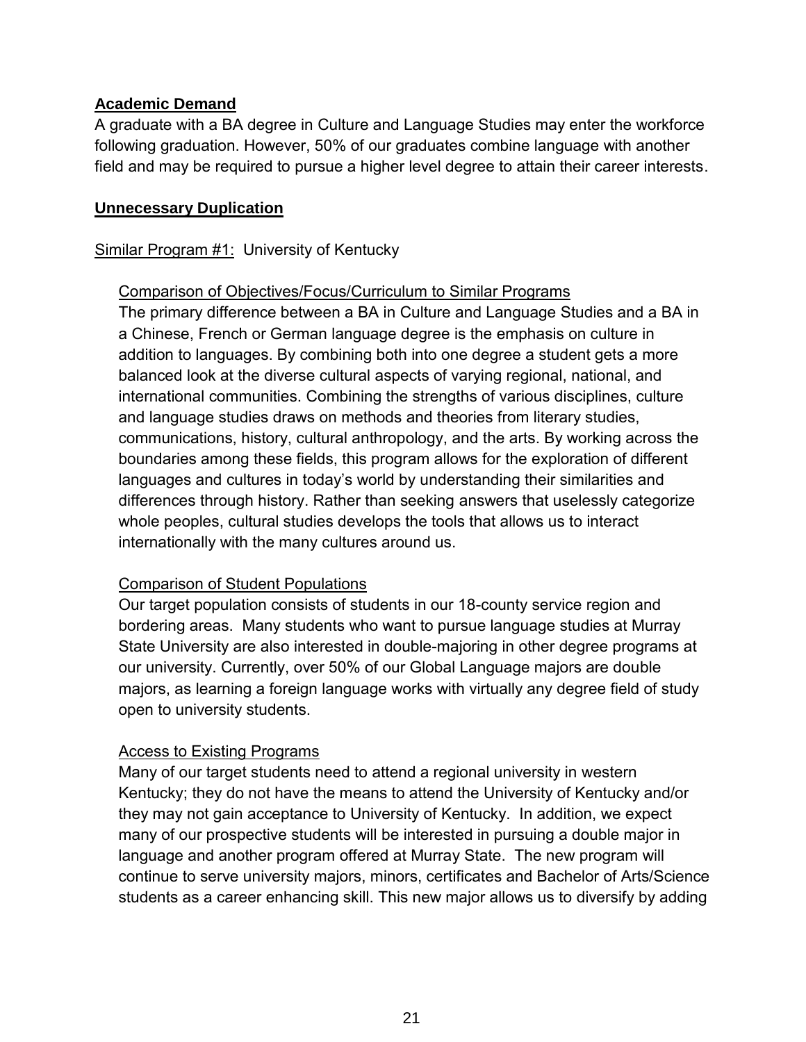**Academic Demand**

A graduate with a BA degree in Culture and Language Studies may enter the workforce following graduation. However, 50% of our graduates combine language with another field and may be required to pursue a higher level degree to attain their career interests.

**Unnecessary Duplication**

Similar Program #1: University of Kentucky

Comparison of Objectives/Focus/Curriculum to Similar Programs

The primary difference between a BA in Culture and Language Studies and a BA in a Chinese, French or German language degree is the emphasis on culture in addition to languages. By combining both into one degree a student gets a more balanced look at the diverse cultural aspects of varying regional, national, and international communities. Combining the strengths of various disciplines, culture and language studies draws on methods and theories from literary studies, communications, history, cultural anthropology, and the arts. By working across the boundaries among these fields, this program allows for the exploration of different languages and cultures in today's world by understanding their similarities and differences through history. Rather than seeking answers that uselessly categorize whole peoples, cultural studies develops the tools that allows us to interact internationally with the many cultures around us.

Comparison of Student Populations

Our target population consists of students in our 18-county service region and bordering areas. Many students who want to pursue language studies at Murray State University are also interested in double-majoring in other degree programs at our university. Currently, over 50% of our Global Language majors are double majors, as learning a foreign language works with virtually any degree field of study open to university students.

Access to Existing Programs

Many of our target students need to attend a regional university in western Kentucky; they do not have the means to attend the University of Kentucky and/or they may not gain acceptance to University of Kentucky. In addition, we expect many of our prospective students will be interested in pursuing a double major in language and another program offered at Murray State. The new program will continue to serve university majors, minors, certificates and Bachelor of Arts/Science students as a career enhancing skill. This new major allows us to diversify by adding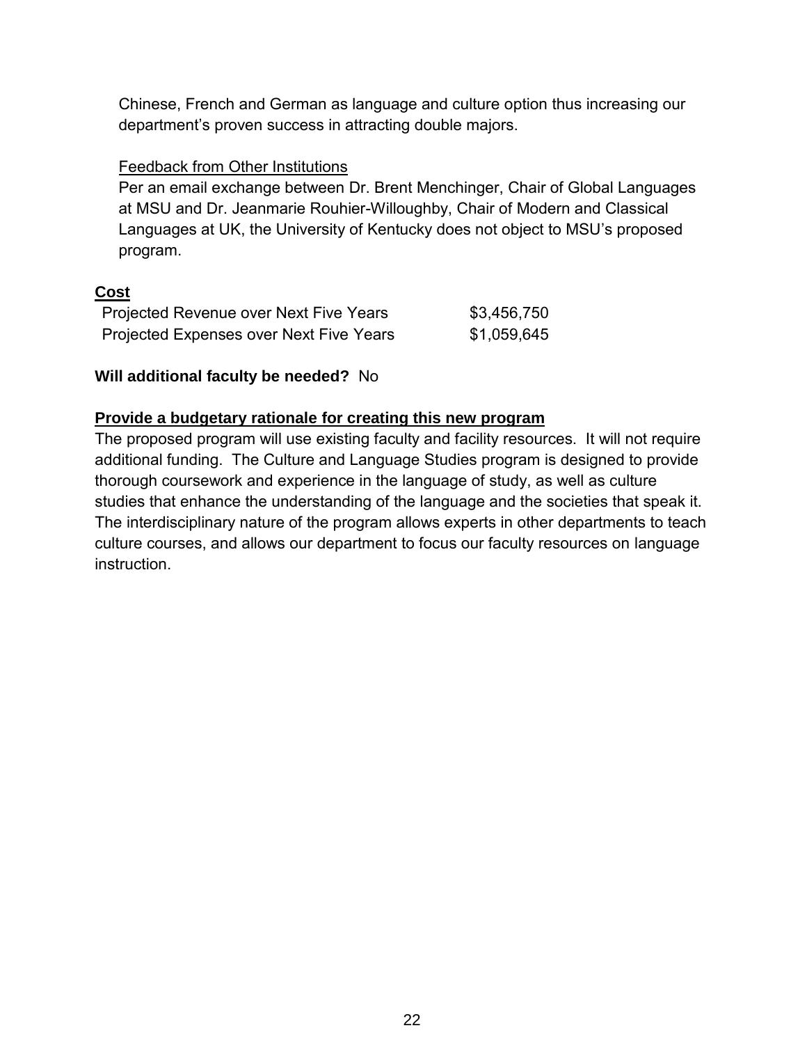Chinese, French and German as language and culture option thus increasing our department's proven success in attracting double majors.

Feedback from Other Institutions

Per an email exchange between Dr. Brent Menchinger, Chair of Global Languages at MSU and Dr. Jeanmarie Rouhier-Willoughby, Chair of Modern and Classical Languages at UK, the University of Kentucky does not object to MSU's proposed program.

**Cost**

| | |
|---|---|
| Projected Revenue over Next Five Years | $3,456,750 |
| Projected Expenses over Next Five Years | $1,059,645 |

**Will additional faculty be needed?** No

**Provide a budgetary rationale for creating this new program**

The proposed program will use existing faculty and facility resources. It will not require additional funding. The Culture and Language Studies program is designed to provide thorough coursework and experience in the language of study, as well as culture studies that enhance the understanding of the language and the societies that speak it. The interdisciplinary nature of the program allows experts in other departments to teach culture courses, and allows our department to focus our faculty resources on language instruction.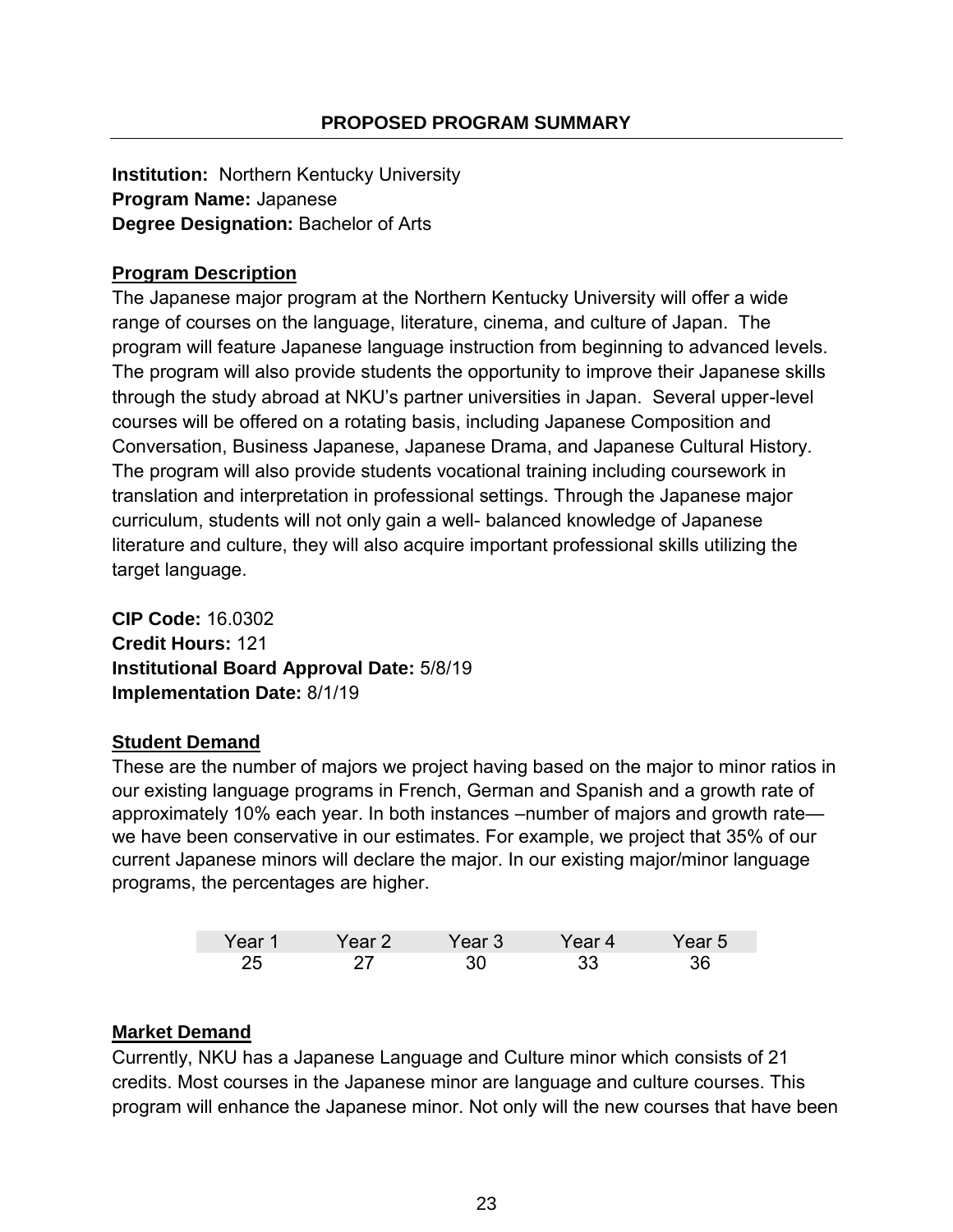## PROPOSED PROGRAM SUMMARY

**Institution:** Northern Kentucky University
**Program Name:** Japanese
**Degree Designation:** Bachelor of Arts

**Program Description**

The Japanese major program at the Northern Kentucky University will offer a wide range of courses on the language, literature, cinema, and culture of Japan. The program will feature Japanese language instruction from beginning to advanced levels. The program will also provide students the opportunity to improve their Japanese skills through the study abroad at NKU's partner universities in Japan. Several upper-level courses will be offered on a rotating basis, including Japanese Composition and Conversation, Business Japanese, Japanese Drama, and Japanese Cultural History. The program will also provide students vocational training including coursework in translation and interpretation in professional settings. Through the Japanese major curriculum, students will not only gain a well- balanced knowledge of Japanese literature and culture, they will also acquire important professional skills utilizing the target language.

**CIP Code:** 16.0302
**Credit Hours:** 121
**Institutional Board Approval Date:** 5/8/19
**Implementation Date:** 8/1/19

**Student Demand**

These are the number of majors we project having based on the major to minor ratios in our existing language programs in French, German and Spanish and a growth rate of approximately 10% each year. In both instances –number of majors and growth rate— we have been conservative in our estimates. For example, we project that 35% of our current Japanese minors will declare the major. In our existing major/minor language programs, the percentages are higher.

| Year 1 | Year 2 | Year 3 | Year 4 | Year 5 |
|---|---|---|---|---|
| 25 | 27 | 30 | 33 | 36 |

**Market Demand**

Currently, NKU has a Japanese Language and Culture minor which consists of 21 credits. Most courses in the Japanese minor are language and culture courses. This program will enhance the Japanese minor. Not only will the new courses that have been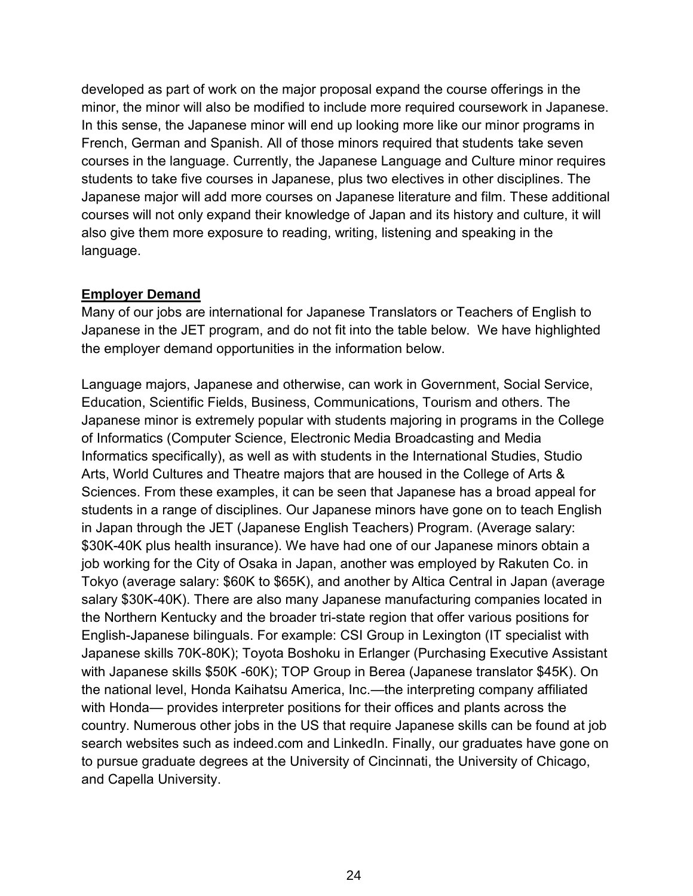developed as part of work on the major proposal expand the course offerings in the minor, the minor will also be modified to include more required coursework in Japanese. In this sense, the Japanese minor will end up looking more like our minor programs in French, German and Spanish. All of those minors required that students take seven courses in the language. Currently, the Japanese Language and Culture minor requires students to take five courses in Japanese, plus two electives in other disciplines. The Japanese major will add more courses on Japanese literature and film. These additional courses will not only expand their knowledge of Japan and its history and culture, it will also give them more exposure to reading, writing, listening and speaking in the language.

**Employer Demand**

Many of our jobs are international for Japanese Translators or Teachers of English to Japanese in the JET program, and do not fit into the table below. We have highlighted the employer demand opportunities in the information below.

Language majors, Japanese and otherwise, can work in Government, Social Service, Education, Scientific Fields, Business, Communications, Tourism and others. The Japanese minor is extremely popular with students majoring in programs in the College of Informatics (Computer Science, Electronic Media Broadcasting and Media Informatics specifically), as well as with students in the International Studies, Studio Arts, World Cultures and Theatre majors that are housed in the College of Arts & Sciences. From these examples, it can be seen that Japanese has a broad appeal for students in a range of disciplines. Our Japanese minors have gone on to teach English in Japan through the JET (Japanese English Teachers) Program. (Average salary: $30K-40K plus health insurance). We have had one of our Japanese minors obtain a job working for the City of Osaka in Japan, another was employed by Rakuten Co. in Tokyo (average salary: $60K to $65K), and another by Altica Central in Japan (average salary $30K-40K). There are also many Japanese manufacturing companies located in the Northern Kentucky and the broader tri-state region that offer various positions for English-Japanese bilinguals. For example: CSI Group in Lexington (IT specialist with Japanese skills 70K-80K); Toyota Boshoku in Erlanger (Purchasing Executive Assistant with Japanese skills $50K -60K); TOP Group in Berea (Japanese translator $45K). On the national level, Honda Kaihatsu America, Inc.—the interpreting company affiliated with Honda— provides interpreter positions for their offices and plants across the country. Numerous other jobs in the US that require Japanese skills can be found at job search websites such as indeed.com and LinkedIn. Finally, our graduates have gone on to pursue graduate degrees at the University of Cincinnati, the University of Chicago, and Capella University.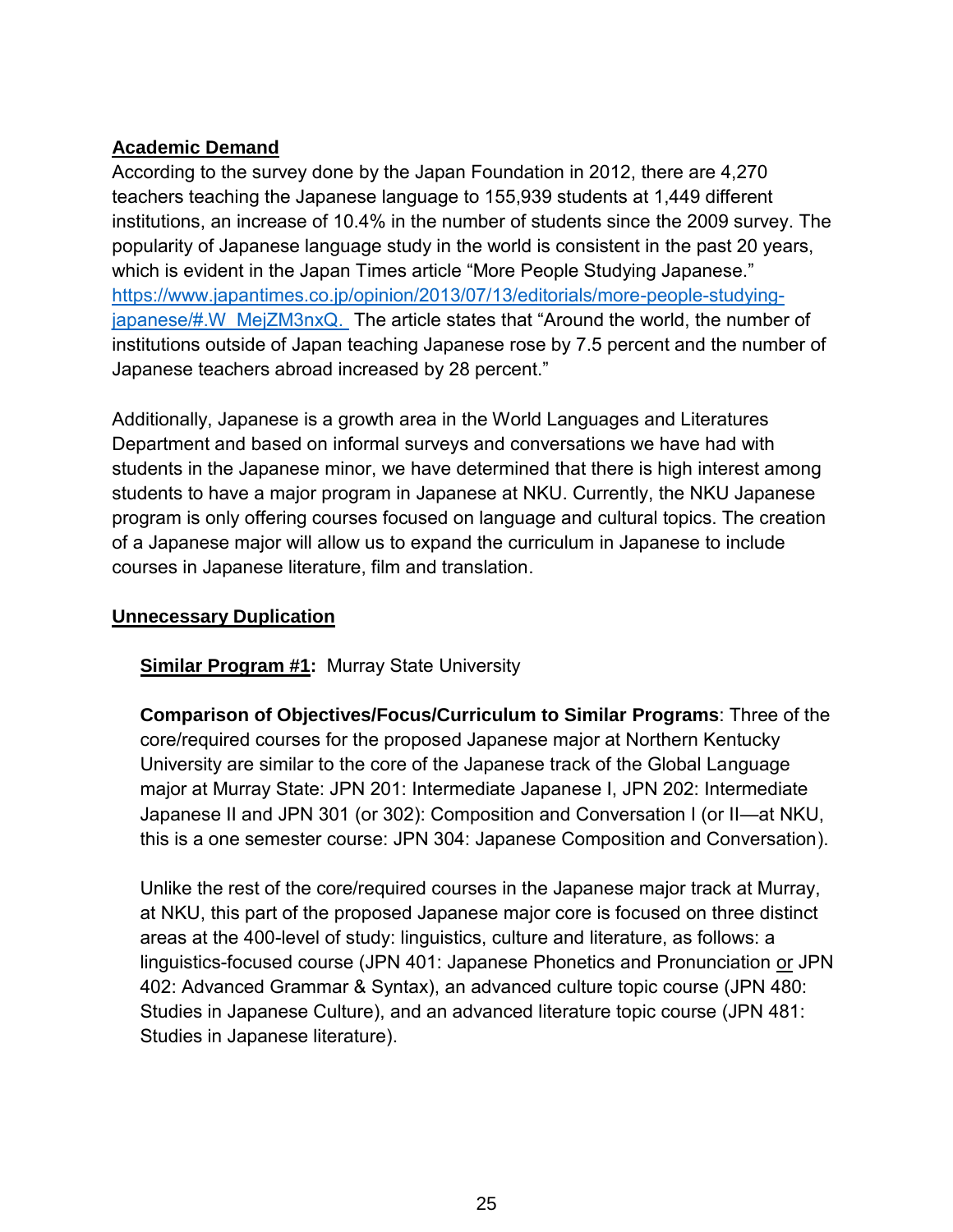**Academic Demand**

According to the survey done by the Japan Foundation in 2012, there are 4,270 teachers teaching the Japanese language to 155,939 students at 1,449 different institutions, an increase of 10.4% in the number of students since the 2009 survey. The popularity of Japanese language study in the world is consistent in the past 20 years, which is evident in the Japan Times article "More People Studying Japanese." https://www.japantimes.co.jp/opinion/2013/07/13/editorials/more-people-studying-japanese/#.W_MejZM3nxQ. The article states that "Around the world, the number of institutions outside of Japan teaching Japanese rose by 7.5 percent and the number of Japanese teachers abroad increased by 28 percent."

Additionally, Japanese is a growth area in the World Languages and Literatures Department and based on informal surveys and conversations we have had with students in the Japanese minor, we have determined that there is high interest among students to have a major program in Japanese at NKU. Currently, the NKU Japanese program is only offering courses focused on language and cultural topics. The creation of a Japanese major will allow us to expand the curriculum in Japanese to include courses in Japanese literature, film and translation.

**Unnecessary Duplication**

**Similar Program #1:** Murray State University

**Comparison of Objectives/Focus/Curriculum to Similar Programs**: Three of the core/required courses for the proposed Japanese major at Northern Kentucky University are similar to the core of the Japanese track of the Global Language major at Murray State: JPN 201: Intermediate Japanese I, JPN 202: Intermediate Japanese II and JPN 301 (or 302): Composition and Conversation I (or II—at NKU, this is a one semester course: JPN 304: Japanese Composition and Conversation).

Unlike the rest of the core/required courses in the Japanese major track at Murray, at NKU, this part of the proposed Japanese major core is focused on three distinct areas at the 400-level of study: linguistics, culture and literature, as follows: a linguistics-focused course (JPN 401: Japanese Phonetics and Pronunciation or JPN 402: Advanced Grammar & Syntax), an advanced culture topic course (JPN 480: Studies in Japanese Culture), and an advanced literature topic course (JPN 481: Studies in Japanese literature).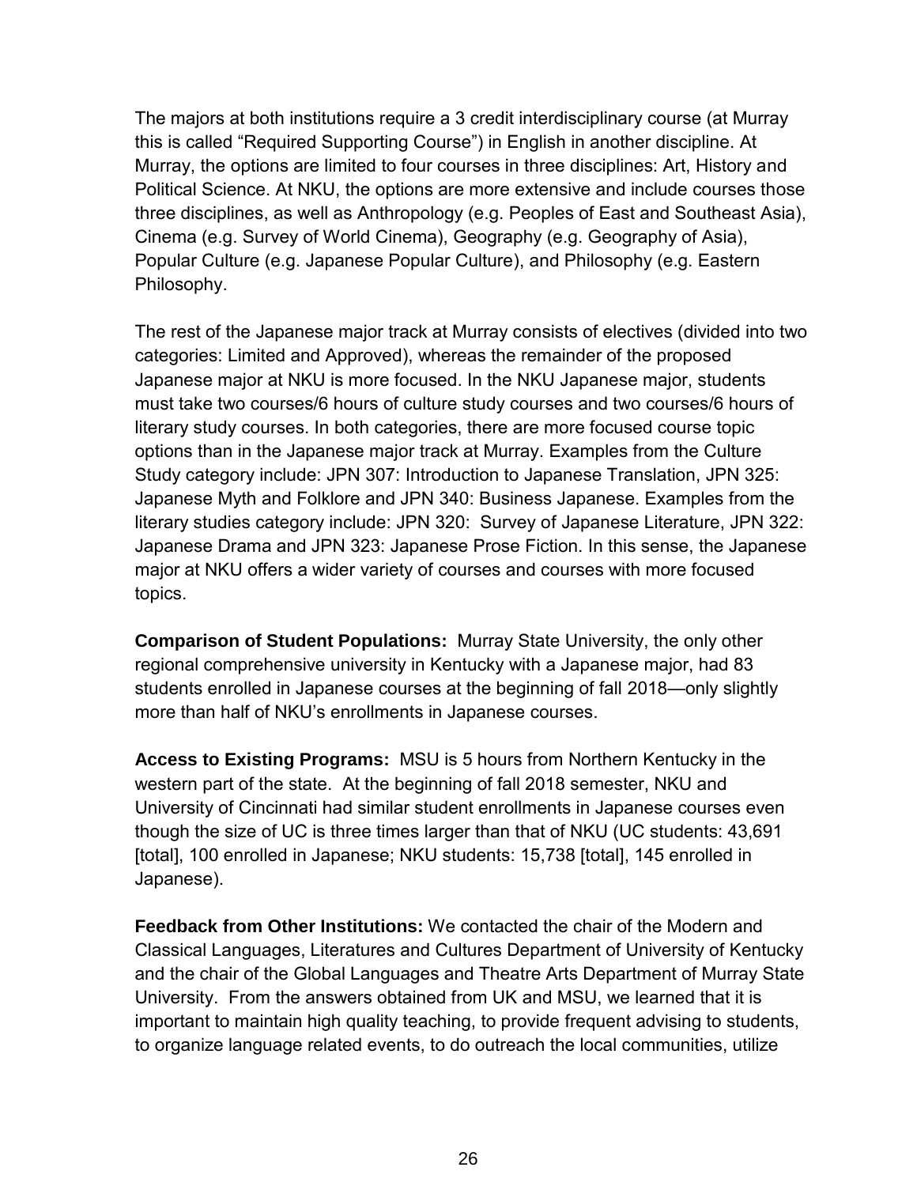The majors at both institutions require a 3 credit interdisciplinary course (at Murray this is called "Required Supporting Course") in English in another discipline. At Murray, the options are limited to four courses in three disciplines: Art, History and Political Science. At NKU, the options are more extensive and include courses those three disciplines, as well as Anthropology (e.g. Peoples of East and Southeast Asia), Cinema (e.g. Survey of World Cinema), Geography (e.g. Geography of Asia), Popular Culture (e.g. Japanese Popular Culture), and Philosophy (e.g. Eastern Philosophy.

The rest of the Japanese major track at Murray consists of electives (divided into two categories: Limited and Approved), whereas the remainder of the proposed Japanese major at NKU is more focused. In the NKU Japanese major, students must take two courses/6 hours of culture study courses and two courses/6 hours of literary study courses. In both categories, there are more focused course topic options than in the Japanese major track at Murray. Examples from the Culture Study category include: JPN 307: Introduction to Japanese Translation, JPN 325: Japanese Myth and Folklore and JPN 340: Business Japanese. Examples from the literary studies category include: JPN 320: Survey of Japanese Literature, JPN 322: Japanese Drama and JPN 323: Japanese Prose Fiction. In this sense, the Japanese major at NKU offers a wider variety of courses and courses with more focused topics.

**Comparison of Student Populations:** Murray State University, the only other regional comprehensive university in Kentucky with a Japanese major, had 83 students enrolled in Japanese courses at the beginning of fall 2018—only slightly more than half of NKU's enrollments in Japanese courses.

**Access to Existing Programs:** MSU is 5 hours from Northern Kentucky in the western part of the state. At the beginning of fall 2018 semester, NKU and University of Cincinnati had similar student enrollments in Japanese courses even though the size of UC is three times larger than that of NKU (UC students: 43,691 [total], 100 enrolled in Japanese; NKU students: 15,738 [total], 145 enrolled in Japanese).

**Feedback from Other Institutions:** We contacted the chair of the Modern and Classical Languages, Literatures and Cultures Department of University of Kentucky and the chair of the Global Languages and Theatre Arts Department of Murray State University. From the answers obtained from UK and MSU, we learned that it is important to maintain high quality teaching, to provide frequent advising to students, to organize language related events, to do outreach the local communities, utilize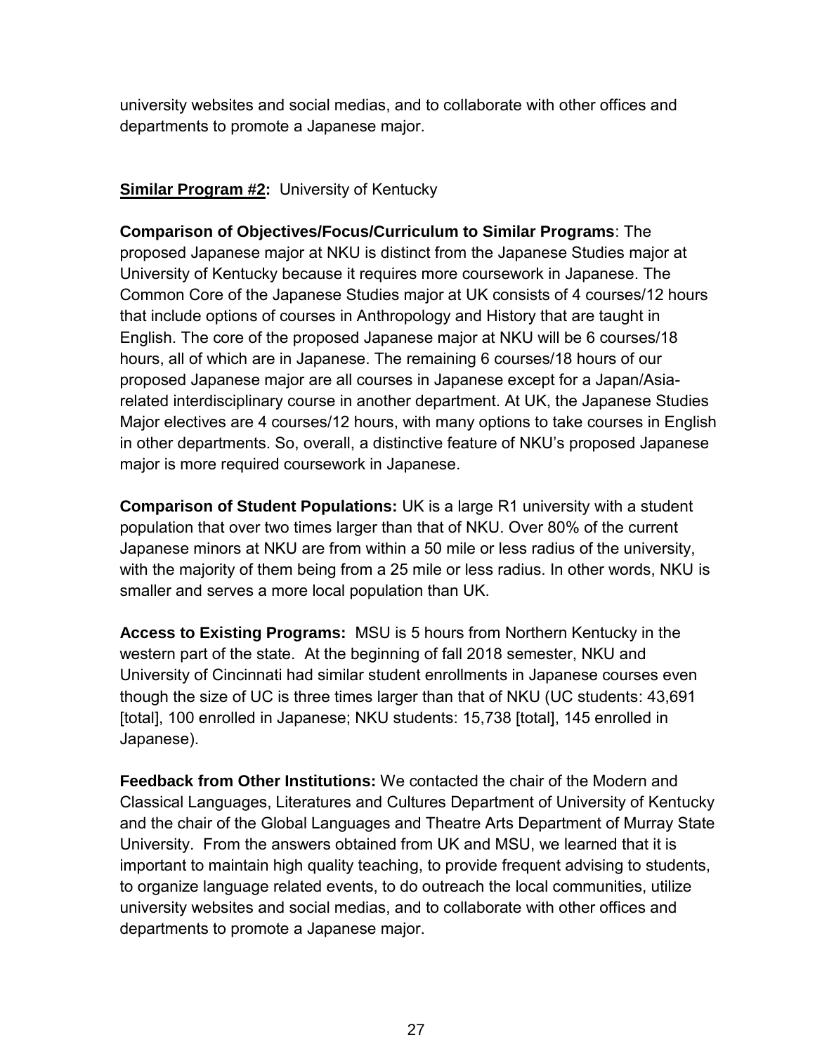university websites and social medias, and to collaborate with other offices and departments to promote a Japanese major.

**Similar Program #2:** University of Kentucky

**Comparison of Objectives/Focus/Curriculum to Similar Programs**: The proposed Japanese major at NKU is distinct from the Japanese Studies major at University of Kentucky because it requires more coursework in Japanese. The Common Core of the Japanese Studies major at UK consists of 4 courses/12 hours that include options of courses in Anthropology and History that are taught in English. The core of the proposed Japanese major at NKU will be 6 courses/18 hours, all of which are in Japanese. The remaining 6 courses/18 hours of our proposed Japanese major are all courses in Japanese except for a Japan/Asia-related interdisciplinary course in another department. At UK, the Japanese Studies Major electives are 4 courses/12 hours, with many options to take courses in English in other departments. So, overall, a distinctive feature of NKU's proposed Japanese major is more required coursework in Japanese.

**Comparison of Student Populations:** UK is a large R1 university with a student population that over two times larger than that of NKU. Over 80% of the current Japanese minors at NKU are from within a 50 mile or less radius of the university, with the majority of them being from a 25 mile or less radius. In other words, NKU is smaller and serves a more local population than UK.

**Access to Existing Programs:** MSU is 5 hours from Northern Kentucky in the western part of the state. At the beginning of fall 2018 semester, NKU and University of Cincinnati had similar student enrollments in Japanese courses even though the size of UC is three times larger than that of NKU (UC students: 43,691 [total], 100 enrolled in Japanese; NKU students: 15,738 [total], 145 enrolled in Japanese).

**Feedback from Other Institutions:** We contacted the chair of the Modern and Classical Languages, Literatures and Cultures Department of University of Kentucky and the chair of the Global Languages and Theatre Arts Department of Murray State University. From the answers obtained from UK and MSU, we learned that it is important to maintain high quality teaching, to provide frequent advising to students, to organize language related events, to do outreach the local communities, utilize university websites and social medias, and to collaborate with other offices and departments to promote a Japanese major.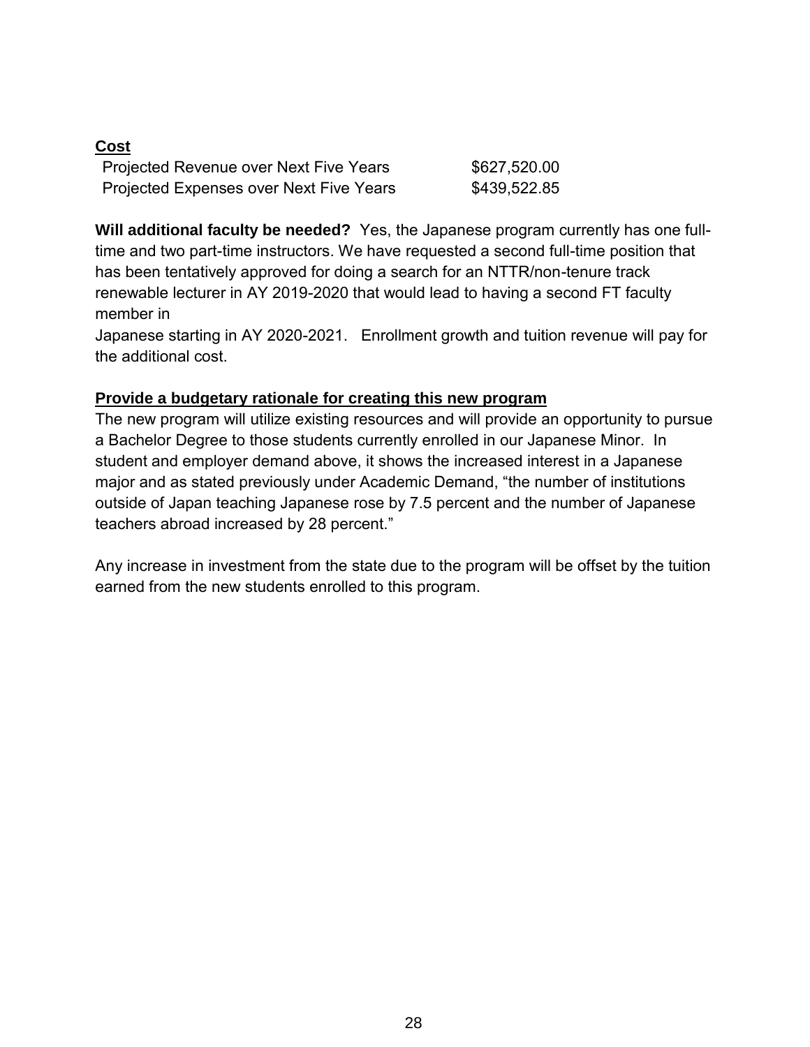**Cost**

| | |
|---|---|
| Projected Revenue over Next Five Years | $627,520.00 |
| Projected Expenses over Next Five Years | $439,522.85 |

**Will additional faculty be needed?** Yes, the Japanese program currently has one full-time and two part-time instructors. We have requested a second full-time position that has been tentatively approved for doing a search for an NTTR/non-tenure track renewable lecturer in AY 2019-2020 that would lead to having a second FT faculty member in
Japanese starting in AY 2020-2021. Enrollment growth and tuition revenue will pay for the additional cost.

**Provide a budgetary rationale for creating this new program**

The new program will utilize existing resources and will provide an opportunity to pursue a Bachelor Degree to those students currently enrolled in our Japanese Minor. In student and employer demand above, it shows the increased interest in a Japanese major and as stated previously under Academic Demand, "the number of institutions outside of Japan teaching Japanese rose by 7.5 percent and the number of Japanese teachers abroad increased by 28 percent."

Any increase in investment from the state due to the program will be offset by the tuition earned from the new students enrolled to this program.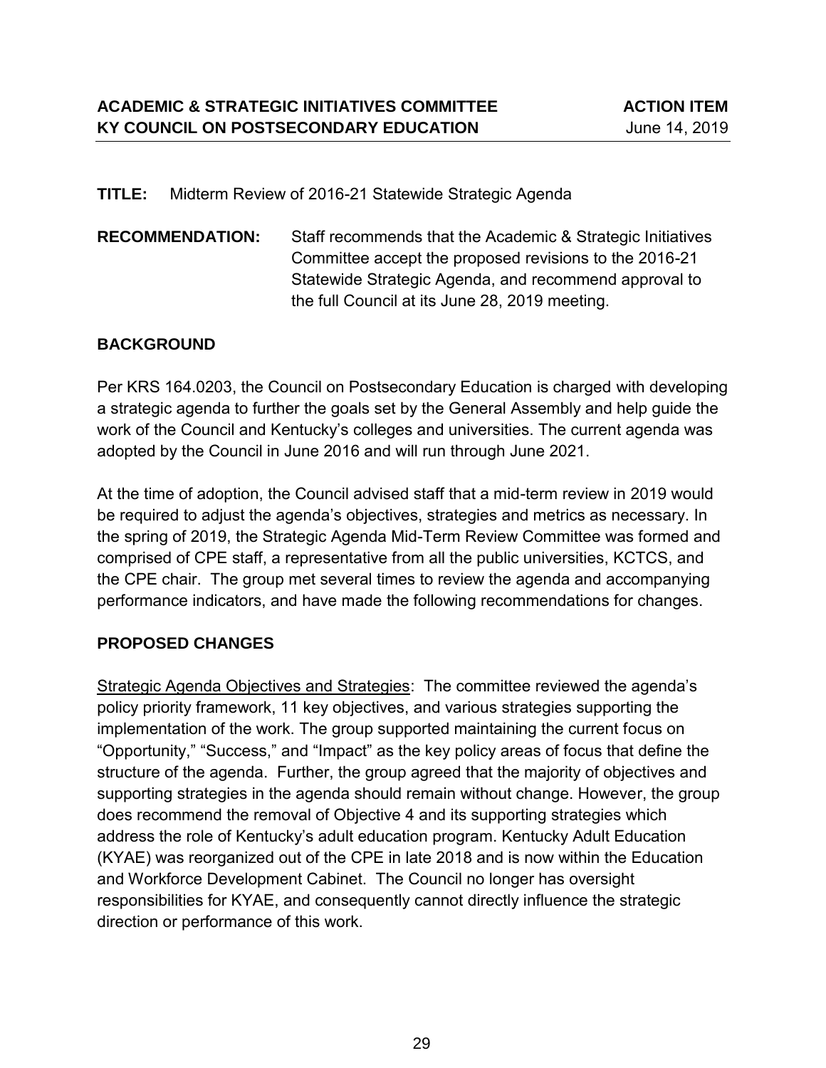**ACADEMIC & STRATEGIC INITIATIVES COMMITTEE** **ACTION ITEM**
**KY COUNCIL ON POSTSECONDARY EDUCATION** June 14, 2019

**TITLE:** Midterm Review of 2016-21 Statewide Strategic Agenda

**RECOMMENDATION:** Staff recommends that the Academic & Strategic Initiatives Committee accept the proposed revisions to the 2016-21 Statewide Strategic Agenda, and recommend approval to the full Council at its June 28, 2019 meeting.

## BACKGROUND

Per KRS 164.0203, the Council on Postsecondary Education is charged with developing a strategic agenda to further the goals set by the General Assembly and help guide the work of the Council and Kentucky's colleges and universities. The current agenda was adopted by the Council in June 2016 and will run through June 2021.

At the time of adoption, the Council advised staff that a mid-term review in 2019 would be required to adjust the agenda's objectives, strategies and metrics as necessary. In the spring of 2019, the Strategic Agenda Mid-Term Review Committee was formed and comprised of CPE staff, a representative from all the public universities, KCTCS, and the CPE chair. The group met several times to review the agenda and accompanying performance indicators, and have made the following recommendations for changes.

## PROPOSED CHANGES

Strategic Agenda Objectives and Strategies: The committee reviewed the agenda's policy priority framework, 11 key objectives, and various strategies supporting the implementation of the work. The group supported maintaining the current focus on "Opportunity," "Success," and "Impact" as the key policy areas of focus that define the structure of the agenda. Further, the group agreed that the majority of objectives and supporting strategies in the agenda should remain without change. However, the group does recommend the removal of Objective 4 and its supporting strategies which address the role of Kentucky's adult education program. Kentucky Adult Education (KYAE) was reorganized out of the CPE in late 2018 and is now within the Education and Workforce Development Cabinet. The Council no longer has oversight responsibilities for KYAE, and consequently cannot directly influence the strategic direction or performance of this work.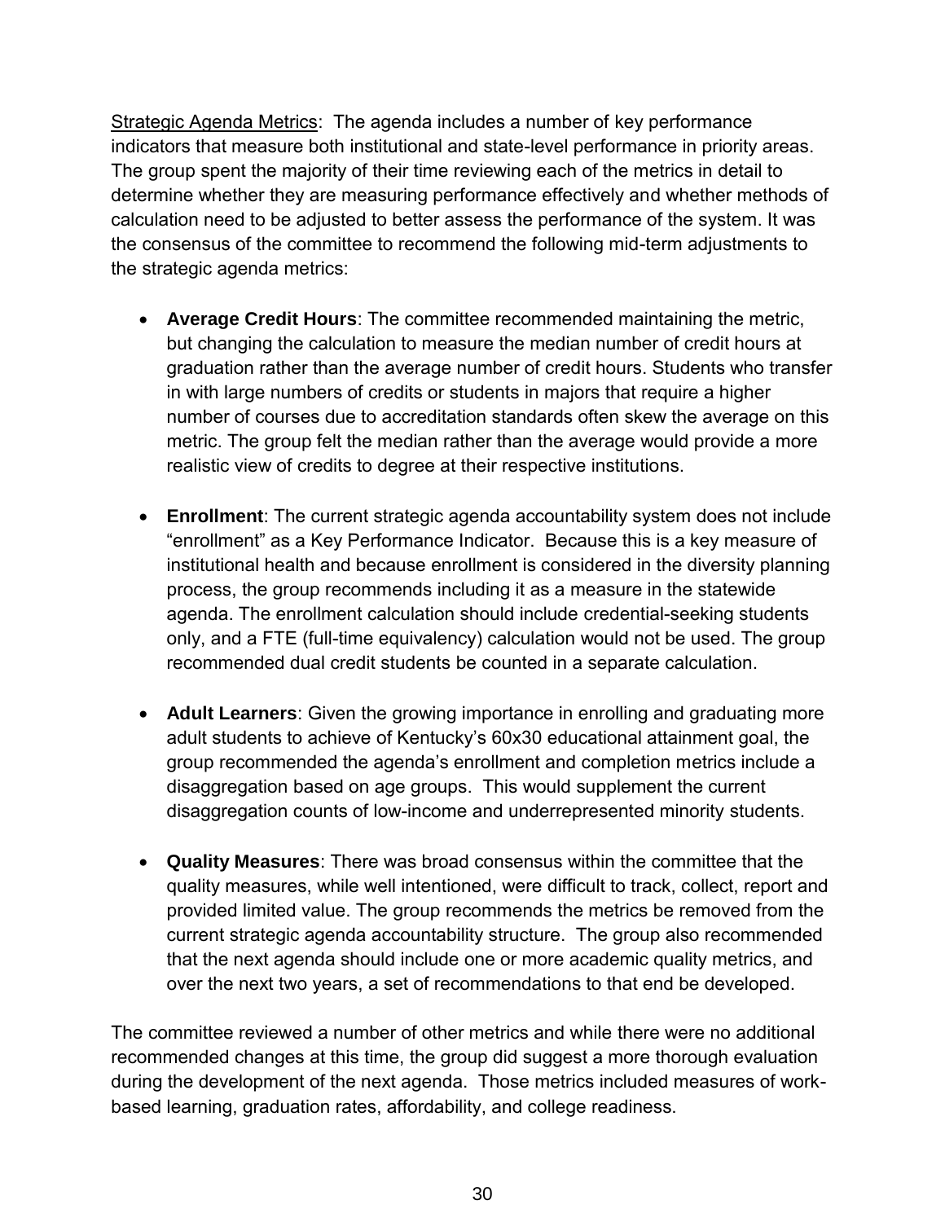<u>Strategic Agenda Metrics</u>: The agenda includes a number of key performance indicators that measure both institutional and state-level performance in priority areas. The group spent the majority of their time reviewing each of the metrics in detail to determine whether they are measuring performance effectively and whether methods of calculation need to be adjusted to better assess the performance of the system. It was the consensus of the committee to recommend the following mid-term adjustments to the strategic agenda metrics:

- **Average Credit Hours**: The committee recommended maintaining the metric, but changing the calculation to measure the median number of credit hours at graduation rather than the average number of credit hours. Students who transfer in with large numbers of credits or students in majors that require a higher number of courses due to accreditation standards often skew the average on this metric. The group felt the median rather than the average would provide a more realistic view of credits to degree at their respective institutions.

- **Enrollment**: The current strategic agenda accountability system does not include "enrollment" as a Key Performance Indicator. Because this is a key measure of institutional health and because enrollment is considered in the diversity planning process, the group recommends including it as a measure in the statewide agenda. The enrollment calculation should include credential-seeking students only, and a FTE (full-time equivalency) calculation would not be used. The group recommended dual credit students be counted in a separate calculation.

- **Adult Learners**: Given the growing importance in enrolling and graduating more adult students to achieve of Kentucky's 60x30 educational attainment goal, the group recommended the agenda's enrollment and completion metrics include a disaggregation based on age groups. This would supplement the current disaggregation counts of low-income and underrepresented minority students.

- **Quality Measures**: There was broad consensus within the committee that the quality measures, while well intentioned, were difficult to track, collect, report and provided limited value. The group recommends the metrics be removed from the current strategic agenda accountability structure. The group also recommended that the next agenda should include one or more academic quality metrics, and over the next two years, a set of recommendations to that end be developed.

The committee reviewed a number of other metrics and while there were no additional recommended changes at this time, the group did suggest a more thorough evaluation during the development of the next agenda. Those metrics included measures of work-based learning, graduation rates, affordability, and college readiness.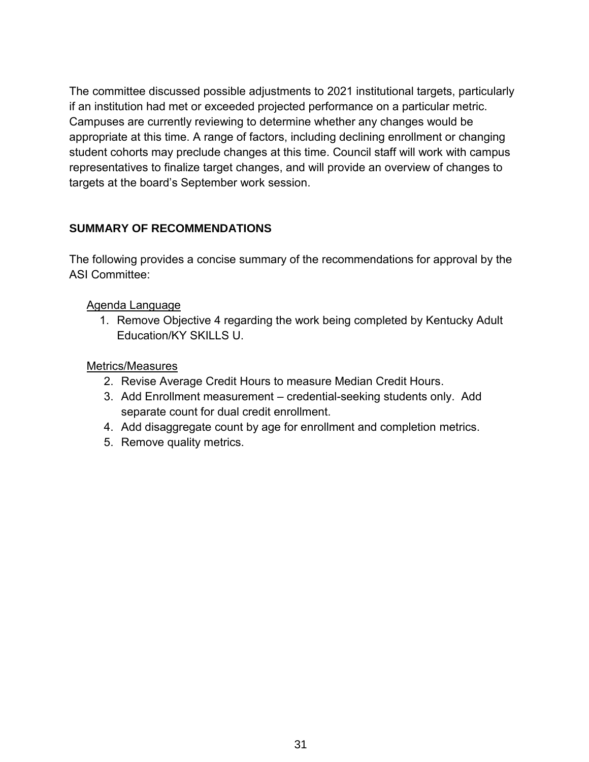The committee discussed possible adjustments to 2021 institutional targets, particularly if an institution had met or exceeded projected performance on a particular metric. Campuses are currently reviewing to determine whether any changes would be appropriate at this time. A range of factors, including declining enrollment or changing student cohorts may preclude changes at this time. Council staff will work with campus representatives to finalize target changes, and will provide an overview of changes to targets at the board's September work session.

## SUMMARY OF RECOMMENDATIONS

The following provides a concise summary of the recommendations for approval by the ASI Committee:

Agenda Language

1. Remove Objective 4 regarding the work being completed by Kentucky Adult Education/KY SKILLS U.

Metrics/Measures

2. Revise Average Credit Hours to measure Median Credit Hours.
3. Add Enrollment measurement – credential-seeking students only. Add separate count for dual credit enrollment.
4. Add disaggregate count by age for enrollment and completion metrics.
5. Remove quality metrics.